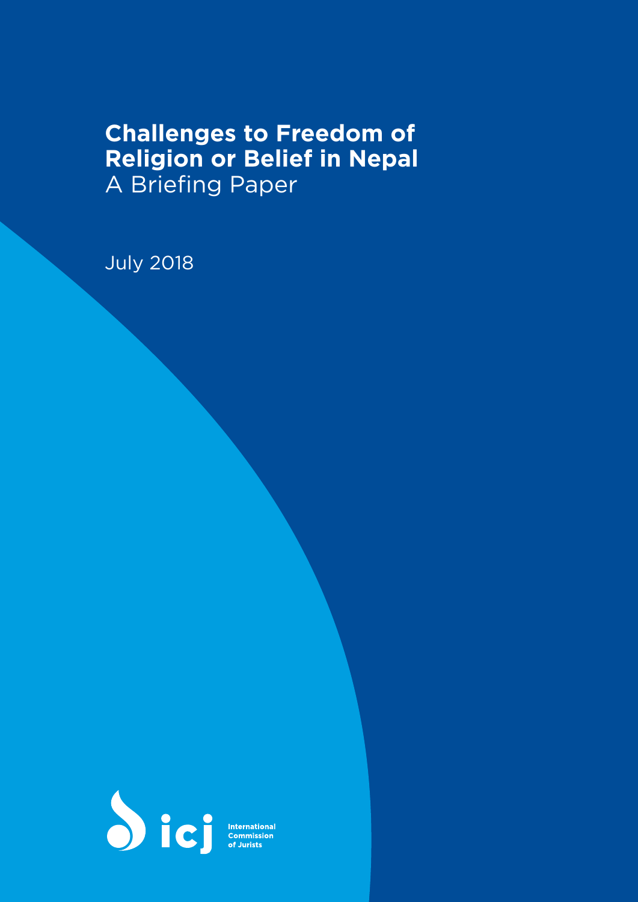# Challenges to Freedom of Religion or Belief in Nepal

A Briefing Paper

July 2018

icj International Commission of Jurists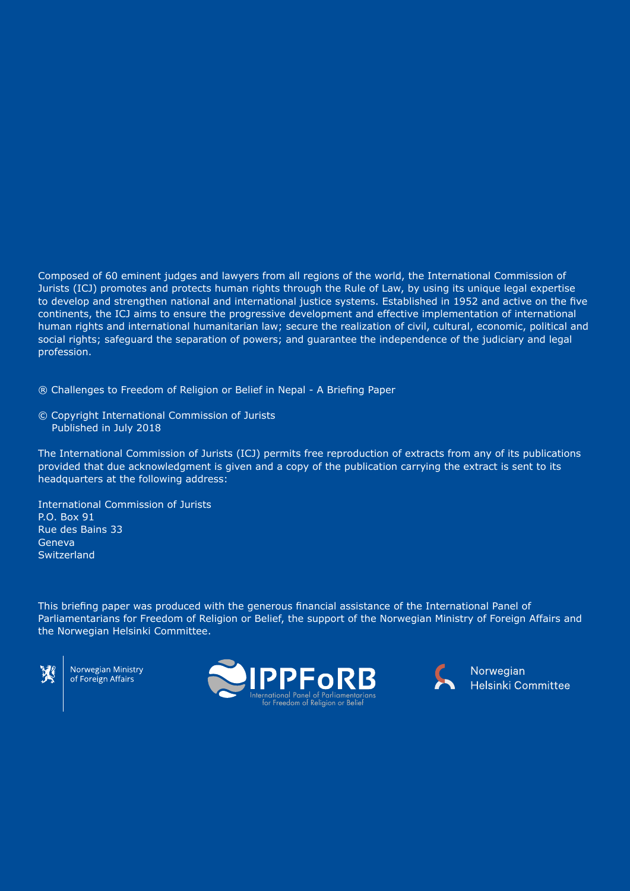Composed of 60 eminent judges and lawyers from all regions of the world, the International Commission of Jurists (ICJ) promotes and protects human rights through the Rule of Law, by using its unique legal expertise to develop and strengthen national and international justice systems. Established in 1952 and active on the five continents, the ICJ aims to ensure the progressive development and effective implementation of international human rights and international humanitarian law; secure the realization of civil, cultural, economic, political and social rights; safeguard the separation of powers; and guarantee the independence of the judiciary and legal profession.

® Challenges to Freedom of Religion or Belief in Nepal - A Briefing Paper

© Copyright International Commission of Jurists
Published in July 2018

The International Commission of Jurists (ICJ) permits free reproduction of extracts from any of its publications provided that due acknowledgment is given and a copy of the publication carrying the extract is sent to its headquarters at the following address:

International Commission of Jurists
P.O. Box 91
Rue des Bains 33
Geneva
Switzerland

This briefing paper was produced with the generous financial assistance of the International Panel of Parliamentarians for Freedom of Religion or Belief, the support of the Norwegian Ministry of Foreign Affairs and the Norwegian Helsinki Committee.

Norwegian Ministry of Foreign Affairs

IPPFoRB International Panel of Parliamentarians for Freedom of Religion or Belief

Norwegian Helsinki Committee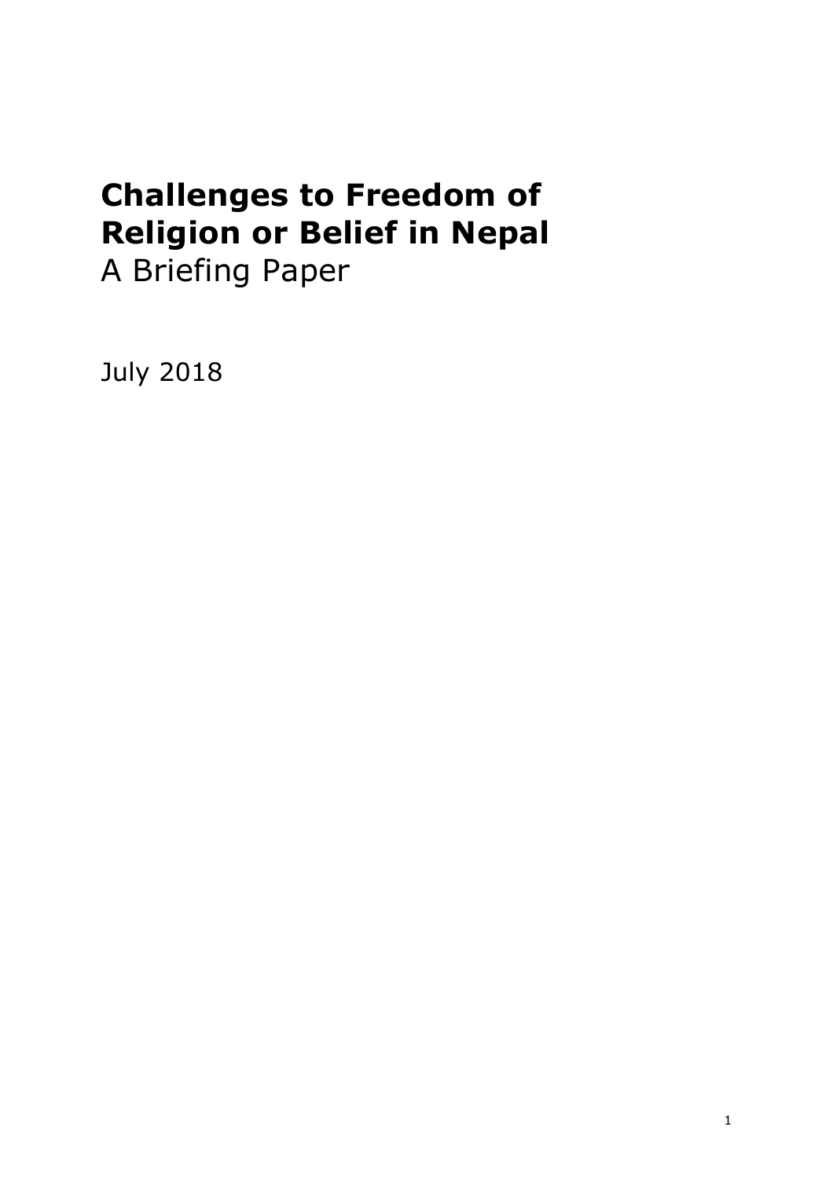# Challenges to Freedom of Religion or Belief in Nepal

A Briefing Paper

July 2018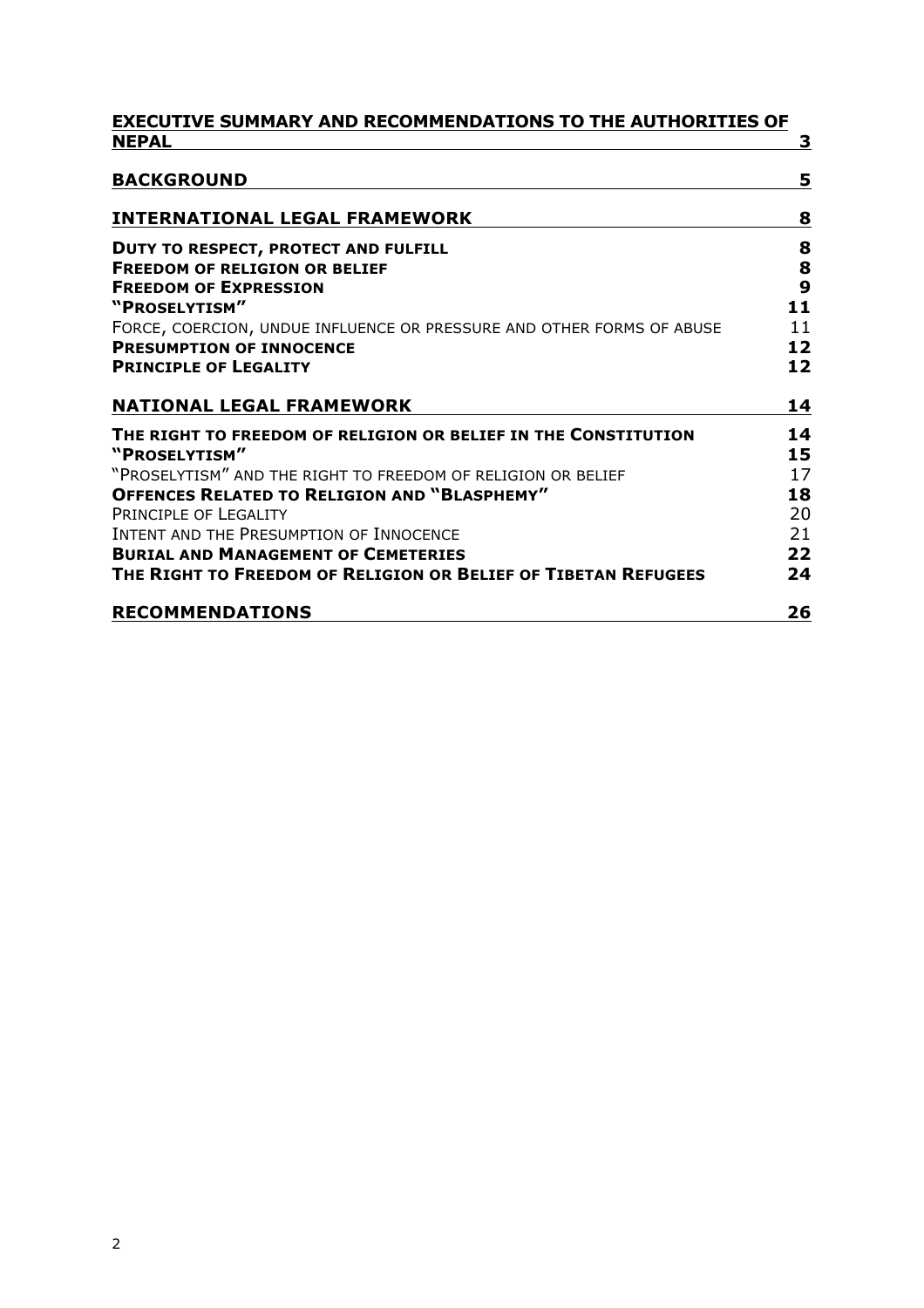| | |
|---|---|
| **EXECUTIVE SUMMARY AND RECOMMENDATIONS TO THE AUTHORITIES OF NEPAL** | **3** |
| **BACKGROUND** | **5** |
| **INTERNATIONAL LEGAL FRAMEWORK** | **8** |
| **DUTY TO RESPECT, PROTECT AND FULFILL** | **8** |
| **FREEDOM OF RELIGION OR BELIEF** | **8** |
| **FREEDOM OF EXPRESSION** | **9** |
| **"PROSELYTISM"** | **11** |
| FORCE, COERCION, UNDUE INFLUENCE OR PRESSURE AND OTHER FORMS OF ABUSE | 11 |
| **PRESUMPTION OF INNOCENCE** | **12** |
| **PRINCIPLE OF LEGALITY** | **12** |
| **NATIONAL LEGAL FRAMEWORK** | **14** |
| **THE RIGHT TO FREEDOM OF RELIGION OR BELIEF IN THE CONSTITUTION** | **14** |
| **"PROSELYTISM"** | **15** |
| "PROSELYTISM" AND THE RIGHT TO FREEDOM OF RELIGION OR BELIEF | 17 |
| **OFFENCES RELATED TO RELIGION AND "BLASPHEMY"** | **18** |
| PRINCIPLE OF LEGALITY | 20 |
| INTENT AND THE PRESUMPTION OF INNOCENCE | 21 |
| **BURIAL AND MANAGEMENT OF CEMETERIES** | **22** |
| **THE RIGHT TO FREEDOM OF RELIGION OR BELIEF OF TIBETAN REFUGEES** | **24** |
| **RECOMMENDATIONS** | **26** |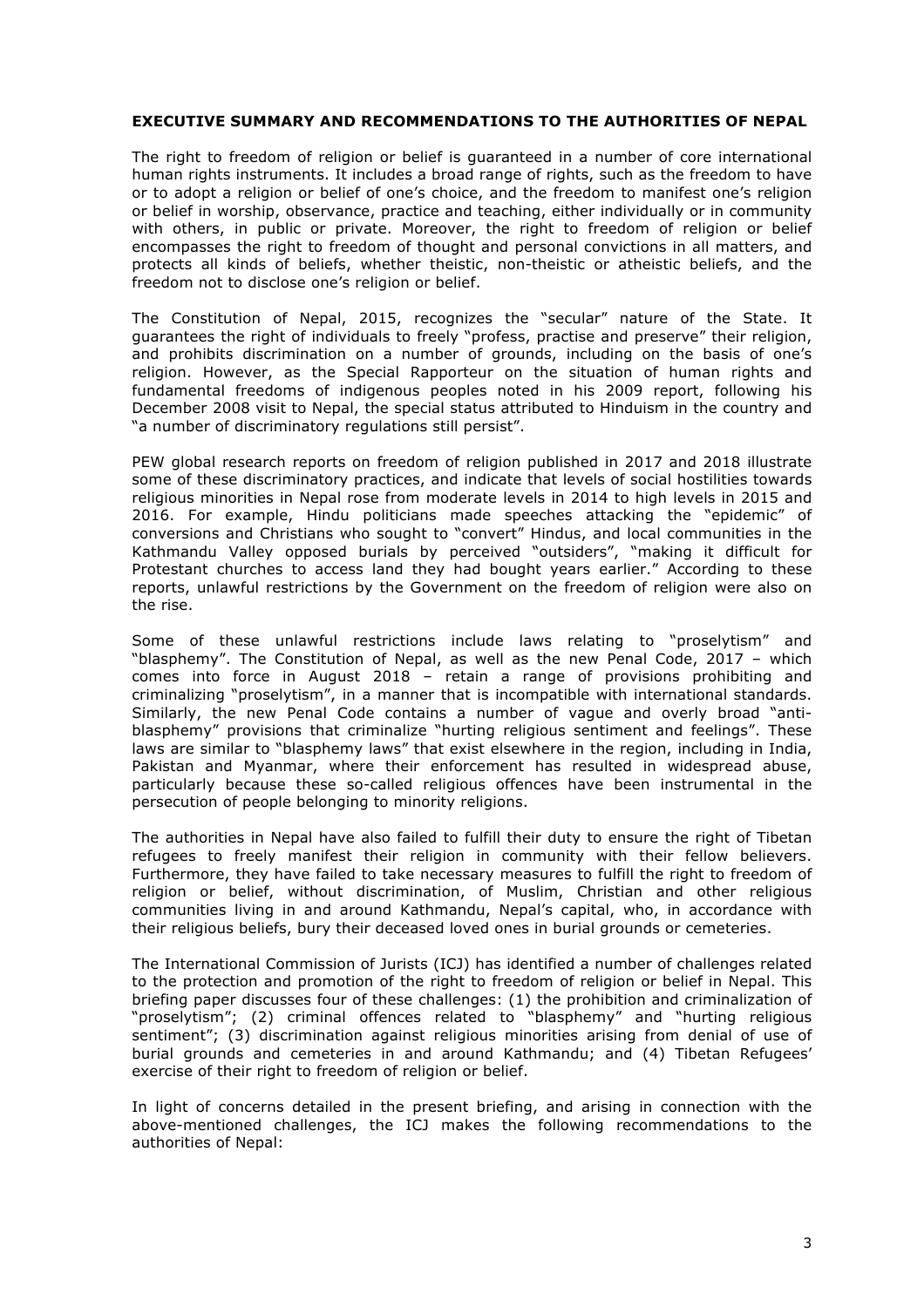## EXECUTIVE SUMMARY AND RECOMMENDATIONS TO THE AUTHORITIES OF NEPAL

The right to freedom of religion or belief is guaranteed in a number of core international human rights instruments. It includes a broad range of rights, such as the freedom to have or to adopt a religion or belief of one's choice, and the freedom to manifest one's religion or belief in worship, observance, practice and teaching, either individually or in community with others, in public or private. Moreover, the right to freedom of religion or belief encompasses the right to freedom of thought and personal convictions in all matters, and protects all kinds of beliefs, whether theistic, non-theistic or atheistic beliefs, and the freedom not to disclose one's religion or belief.

The Constitution of Nepal, 2015, recognizes the "secular" nature of the State. It guarantees the right of individuals to freely "profess, practise and preserve" their religion, and prohibits discrimination on a number of grounds, including on the basis of one's religion. However, as the Special Rapporteur on the situation of human rights and fundamental freedoms of indigenous peoples noted in his 2009 report, following his December 2008 visit to Nepal, the special status attributed to Hinduism in the country and "a number of discriminatory regulations still persist".

PEW global research reports on freedom of religion published in 2017 and 2018 illustrate some of these discriminatory practices, and indicate that levels of social hostilities towards religious minorities in Nepal rose from moderate levels in 2014 to high levels in 2015 and 2016. For example, Hindu politicians made speeches attacking the "epidemic" of conversions and Christians who sought to "convert" Hindus, and local communities in the Kathmandu Valley opposed burials by perceived "outsiders", "making it difficult for Protestant churches to access land they had bought years earlier." According to these reports, unlawful restrictions by the Government on the freedom of religion were also on the rise.

Some of these unlawful restrictions include laws relating to "proselytism" and "blasphemy". The Constitution of Nepal, as well as the new Penal Code, 2017 – which comes into force in August 2018 – retain a range of provisions prohibiting and criminalizing "proselytism", in a manner that is incompatible with international standards. Similarly, the new Penal Code contains a number of vague and overly broad "anti-blasphemy" provisions that criminalize "hurting religious sentiment and feelings". These laws are similar to "blasphemy laws" that exist elsewhere in the region, including in India, Pakistan and Myanmar, where their enforcement has resulted in widespread abuse, particularly because these so-called religious offences have been instrumental in the persecution of people belonging to minority religions.

The authorities in Nepal have also failed to fulfill their duty to ensure the right of Tibetan refugees to freely manifest their religion in community with their fellow believers. Furthermore, they have failed to take necessary measures to fulfill the right to freedom of religion or belief, without discrimination, of Muslim, Christian and other religious communities living in and around Kathmandu, Nepal's capital, who, in accordance with their religious beliefs, bury their deceased loved ones in burial grounds or cemeteries.

The International Commission of Jurists (ICJ) has identified a number of challenges related to the protection and promotion of the right to freedom of religion or belief in Nepal. This briefing paper discusses four of these challenges: (1) the prohibition and criminalization of "proselytism"; (2) criminal offences related to "blasphemy" and "hurting religious sentiment"; (3) discrimination against religious minorities arising from denial of use of burial grounds and cemeteries in and around Kathmandu; and (4) Tibetan Refugees' exercise of their right to freedom of religion or belief.

In light of concerns detailed in the present briefing, and arising in connection with the above-mentioned challenges, the ICJ makes the following recommendations to the authorities of Nepal: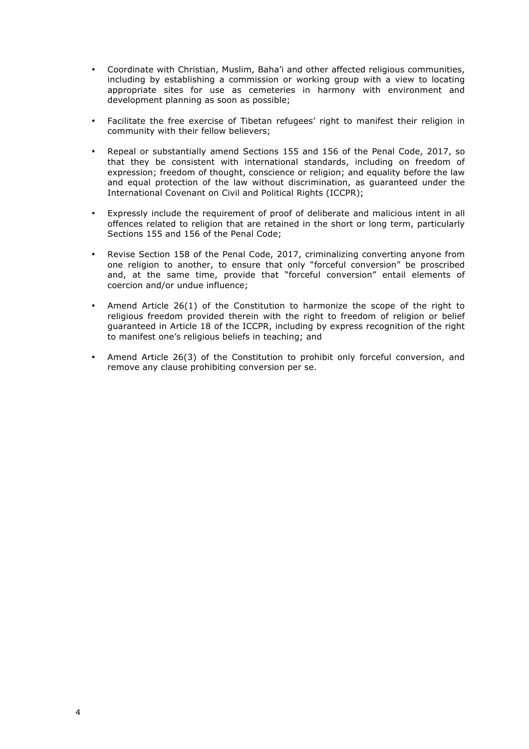- Coordinate with Christian, Muslim, Baha'i and other affected religious communities, including by establishing a commission or working group with a view to locating appropriate sites for use as cemeteries in harmony with environment and development planning as soon as possible;

- Facilitate the free exercise of Tibetan refugees' right to manifest their religion in community with their fellow believers;

- Repeal or substantially amend Sections 155 and 156 of the Penal Code, 2017, so that they be consistent with international standards, including on freedom of expression; freedom of thought, conscience or religion; and equality before the law and equal protection of the law without discrimination, as guaranteed under the International Covenant on Civil and Political Rights (ICCPR);

- Expressly include the requirement of proof of deliberate and malicious intent in all offences related to religion that are retained in the short or long term, particularly Sections 155 and 156 of the Penal Code;

- Revise Section 158 of the Penal Code, 2017, criminalizing converting anyone from one religion to another, to ensure that only "forceful conversion" be proscribed and, at the same time, provide that "forceful conversion" entail elements of coercion and/or undue influence;

- Amend Article 26(1) of the Constitution to harmonize the scope of the right to religious freedom provided therein with the right to freedom of religion or belief guaranteed in Article 18 of the ICCPR, including by express recognition of the right to manifest one's religious beliefs in teaching; and

- Amend Article 26(3) of the Constitution to prohibit only forceful conversion, and remove any clause prohibiting conversion per se.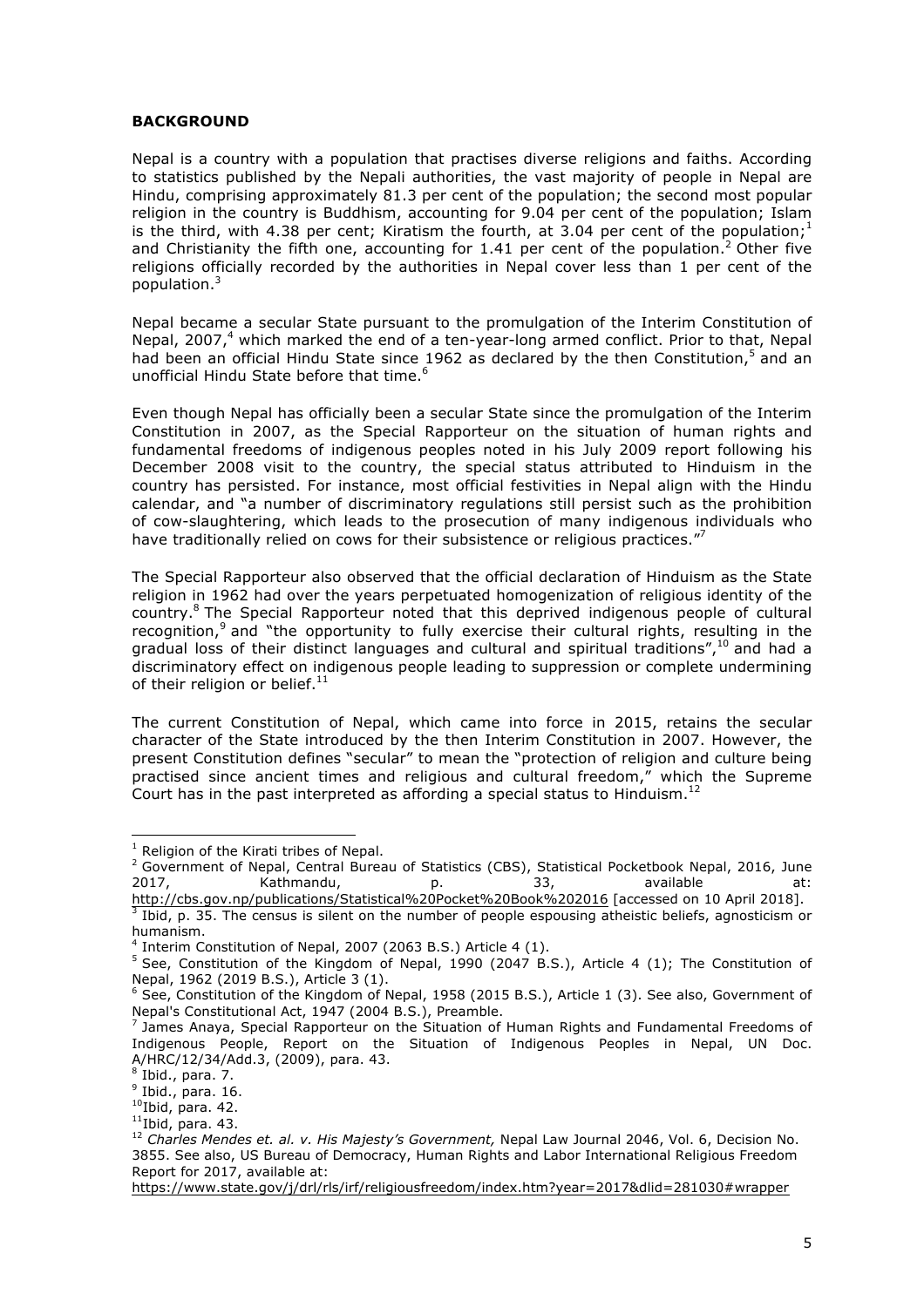**BACKGROUND**

Nepal is a country with a population that practises diverse religions and faiths. According to statistics published by the Nepali authorities, the vast majority of people in Nepal are Hindu, comprising approximately 81.3 per cent of the population; the second most popular religion in the country is Buddhism, accounting for 9.04 per cent of the population; Islam is the third, with 4.38 per cent; Kiratism the fourth, at 3.04 per cent of the population;[1] and Christianity the fifth one, accounting for 1.41 per cent of the population.[2] Other five religions officially recorded by the authorities in Nepal cover less than 1 per cent of the population.[3]

Nepal became a secular State pursuant to the promulgation of the Interim Constitution of Nepal, 2007,[4] which marked the end of a ten-year-long armed conflict. Prior to that, Nepal had been an official Hindu State since 1962 as declared by the then Constitution,[5] and an unofficial Hindu State before that time.[6]

Even though Nepal has officially been a secular State since the promulgation of the Interim Constitution in 2007, as the Special Rapporteur on the situation of human rights and fundamental freedoms of indigenous peoples noted in his July 2009 report following his December 2008 visit to the country, the special status attributed to Hinduism in the country has persisted. For instance, most official festivities in Nepal align with the Hindu calendar, and "a number of discriminatory regulations still persist such as the prohibition of cow-slaughtering, which leads to the prosecution of many indigenous individuals who have traditionally relied on cows for their subsistence or religious practices."[7]

The Special Rapporteur also observed that the official declaration of Hinduism as the State religion in 1962 had over the years perpetuated homogenization of religious identity of the country.[8] The Special Rapporteur noted that this deprived indigenous people of cultural recognition,[9] and "the opportunity to fully exercise their cultural rights, resulting in the gradual loss of their distinct languages and cultural and spiritual traditions",[10] and had a discriminatory effect on indigenous people leading to suppression or complete undermining of their religion or belief.[11]

The current Constitution of Nepal, which came into force in 2015, retains the secular character of the State introduced by the then Interim Constitution in 2007. However, the present Constitution defines "secular" to mean the "protection of religion and culture being practised since ancient times and religious and cultural freedom," which the Supreme Court has in the past interpreted as affording a special status to Hinduism.[12]

---

[1] Religion of the Kirati tribes of Nepal.

[2] Government of Nepal, Central Bureau of Statistics (CBS), Statistical Pocketbook Nepal, 2016, June 2017, Kathmandu, p. 33, available at: http://cbs.gov.np/publications/Statistical%20Pocket%20Book%202016 [accessed on 10 April 2018].

[3] Ibid, p. 35. The census is silent on the number of people espousing atheistic beliefs, agnosticism or humanism.

[4] Interim Constitution of Nepal, 2007 (2063 B.S.) Article 4 (1).

[5] See, Constitution of the Kingdom of Nepal, 1990 (2047 B.S.), Article 4 (1); The Constitution of Nepal, 1962 (2019 B.S.), Article 3 (1).

[6] See, Constitution of the Kingdom of Nepal, 1958 (2015 B.S.), Article 1 (3). See also, Government of Nepal's Constitutional Act, 1947 (2004 B.S.), Preamble.

[7] James Anaya, Special Rapporteur on the Situation of Human Rights and Fundamental Freedoms of Indigenous People, Report on the Situation of Indigenous Peoples in Nepal, UN Doc. A/HRC/12/34/Add.3, (2009), para. 43.

[8] Ibid., para. 7.

[9] Ibid., para. 16.

[10] Ibid, para. 42.

[11] Ibid, para. 43.

[12] *Charles Mendes et. al. v. His Majesty's Government,* Nepal Law Journal 2046, Vol. 6, Decision No. 3855. See also, US Bureau of Democracy, Human Rights and Labor International Religious Freedom Report for 2017, available at: https://www.state.gov/j/drl/rls/irf/religiousfreedom/index.htm?year=2017&dlid=281030#wrapper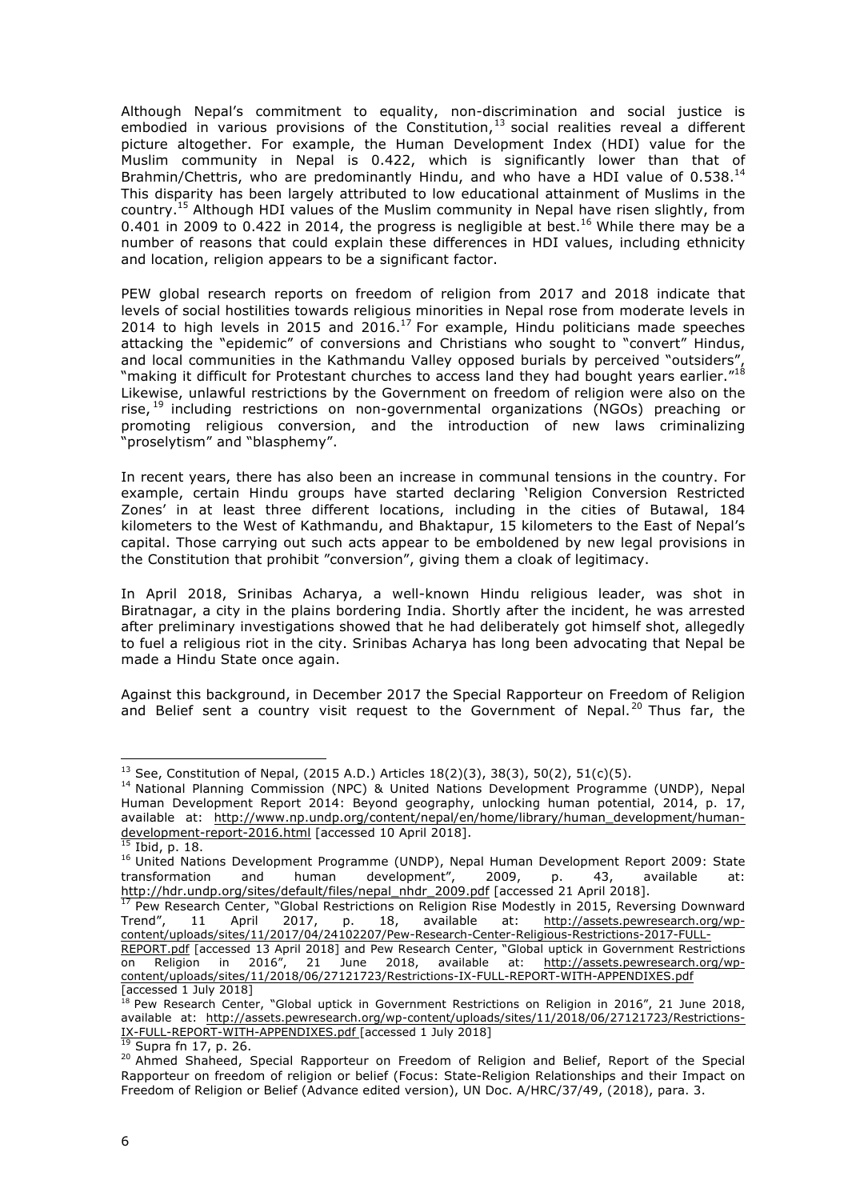Although Nepal's commitment to equality, non-discrimination and social justice is embodied in various provisions of the Constitution,[13] social realities reveal a different picture altogether. For example, the Human Development Index (HDI) value for the Muslim community in Nepal is 0.422, which is significantly lower than that of Brahmin/Chettris, who are predominantly Hindu, and who have a HDI value of 0.538.[14] This disparity has been largely attributed to low educational attainment of Muslims in the country.[15] Although HDI values of the Muslim community in Nepal have risen slightly, from 0.401 in 2009 to 0.422 in 2014, the progress is negligible at best.[16] While there may be a number of reasons that could explain these differences in HDI values, including ethnicity and location, religion appears to be a significant factor.

PEW global research reports on freedom of religion from 2017 and 2018 indicate that levels of social hostilities towards religious minorities in Nepal rose from moderate levels in 2014 to high levels in 2015 and 2016.[17] For example, Hindu politicians made speeches attacking the "epidemic" of conversions and Christians who sought to "convert" Hindus, and local communities in the Kathmandu Valley opposed burials by perceived "outsiders", "making it difficult for Protestant churches to access land they had bought years earlier."[18] Likewise, unlawful restrictions by the Government on freedom of religion were also on the rise,[19] including restrictions on non-governmental organizations (NGOs) preaching or promoting religious conversion, and the introduction of new laws criminalizing "proselytism" and "blasphemy".

In recent years, there has also been an increase in communal tensions in the country. For example, certain Hindu groups have started declaring 'Religion Conversion Restricted Zones' in at least three different locations, including in the cities of Butawal, 184 kilometers to the West of Kathmandu, and Bhaktapur, 15 kilometers to the East of Nepal's capital. Those carrying out such acts appear to be emboldened by new legal provisions in the Constitution that prohibit "conversion", giving them a cloak of legitimacy.

In April 2018, Srinibas Acharya, a well-known Hindu religious leader, was shot in Biratnagar, a city in the plains bordering India. Shortly after the incident, he was arrested after preliminary investigations showed that he had deliberately got himself shot, allegedly to fuel a religious riot in the city. Srinibas Acharya has long been advocating that Nepal be made a Hindu State once again.

Against this background, in December 2017 the Special Rapporteur on Freedom of Religion and Belief sent a country visit request to the Government of Nepal.[20] Thus far, the

---

[13] See, Constitution of Nepal, (2015 A.D.) Articles 18(2)(3), 38(3), 50(2), 51(c)(5).

[14] National Planning Commission (NPC) & United Nations Development Programme (UNDP), Nepal Human Development Report 2014: Beyond geography, unlocking human potential, 2014, p. 17, available at: http://www.np.undp.org/content/nepal/en/home/library/human_development/human-development-report-2016.html [accessed 10 April 2018].

[15] Ibid, p. 18.

[16] United Nations Development Programme (UNDP), Nepal Human Development Report 2009: State transformation and human development", 2009, p. 43, available at: http://hdr.undp.org/sites/default/files/nepal_nhdr_2009.pdf [accessed 21 April 2018].

[17] Pew Research Center, "Global Restrictions on Religion Rise Modestly in 2015, Reversing Downward Trend", 11 April 2017, p. 18, available at: http://assets.pewresearch.org/wp-content/uploads/sites/11/2017/04/24102207/Pew-Research-Center-Religious-Restrictions-2017-FULL-REPORT.pdf [accessed 13 April 2018] and Pew Research Center, "Global uptick in Government Restrictions on Religion in 2016", 21 June 2018, available at: http://assets.pewresearch.org/wp-content/uploads/sites/11/2018/06/27121723/Restrictions-IX-FULL-REPORT-WITH-APPENDIXES.pdf [accessed 1 July 2018]

[18] Pew Research Center, "Global uptick in Government Restrictions on Religion in 2016", 21 June 2018, available at: http://assets.pewresearch.org/wp-content/uploads/sites/11/2018/06/27121723/Restrictions-IX-FULL-REPORT-WITH-APPENDIXES.pdf [accessed 1 July 2018]

[19] Supra fn 17, p. 26.

[20] Ahmed Shaheed, Special Rapporteur on Freedom of Religion and Belief, Report of the Special Rapporteur on freedom of religion or belief (Focus: State-Religion Relationships and their Impact on Freedom of Religion or Belief (Advance edited version), UN Doc. A/HRC/37/49, (2018), para. 3.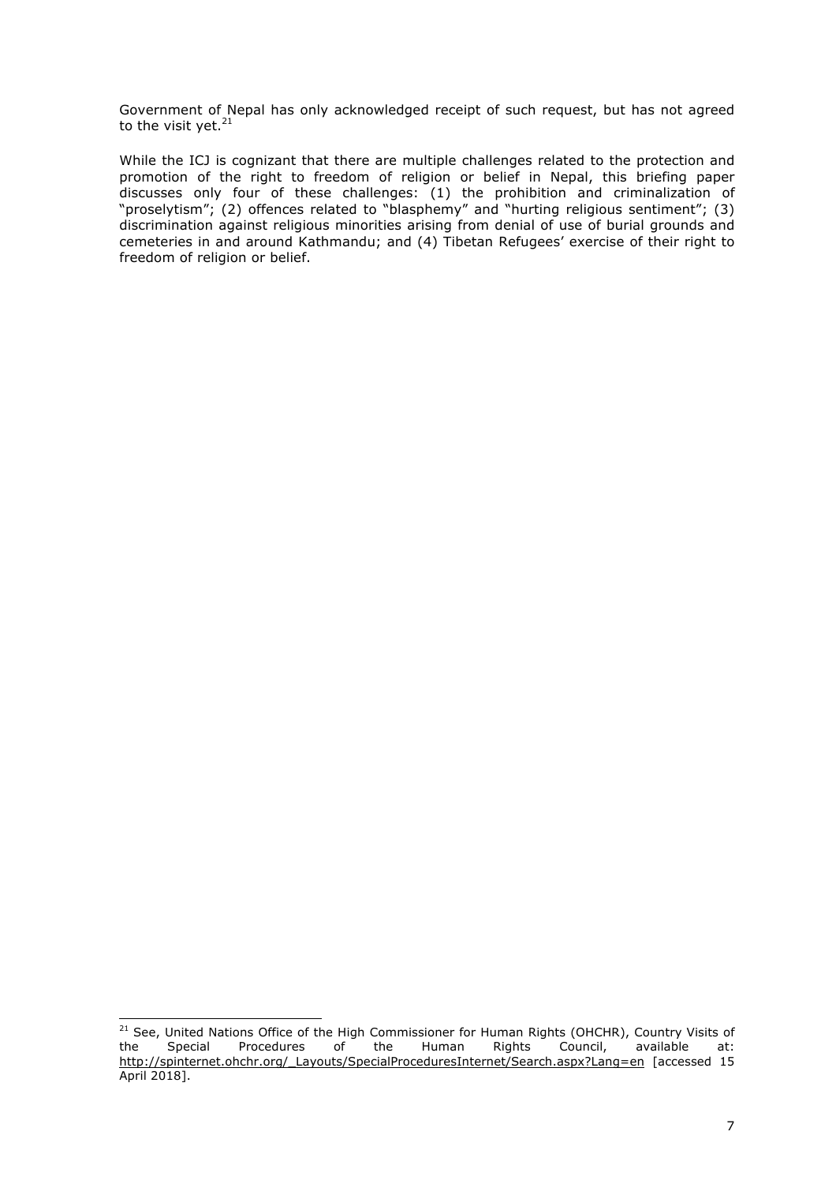Government of Nepal has only acknowledged receipt of such request, but has not agreed to the visit yet.[21]

While the ICJ is cognizant that there are multiple challenges related to the protection and promotion of the right to freedom of religion or belief in Nepal, this briefing paper discusses only four of these challenges: (1) the prohibition and criminalization of "proselytism"; (2) offences related to "blasphemy" and "hurting religious sentiment"; (3) discrimination against religious minorities arising from denial of use of burial grounds and cemeteries in and around Kathmandu; and (4) Tibetan Refugees' exercise of their right to freedom of religion or belief.

---

[21] See, United Nations Office of the High Commissioner for Human Rights (OHCHR), Country Visits of the Special Procedures of the Human Rights Council, available at: http://spinternet.ohchr.org/_Layouts/SpecialProceduresInternet/Search.aspx?Lang=en [accessed 15 April 2018].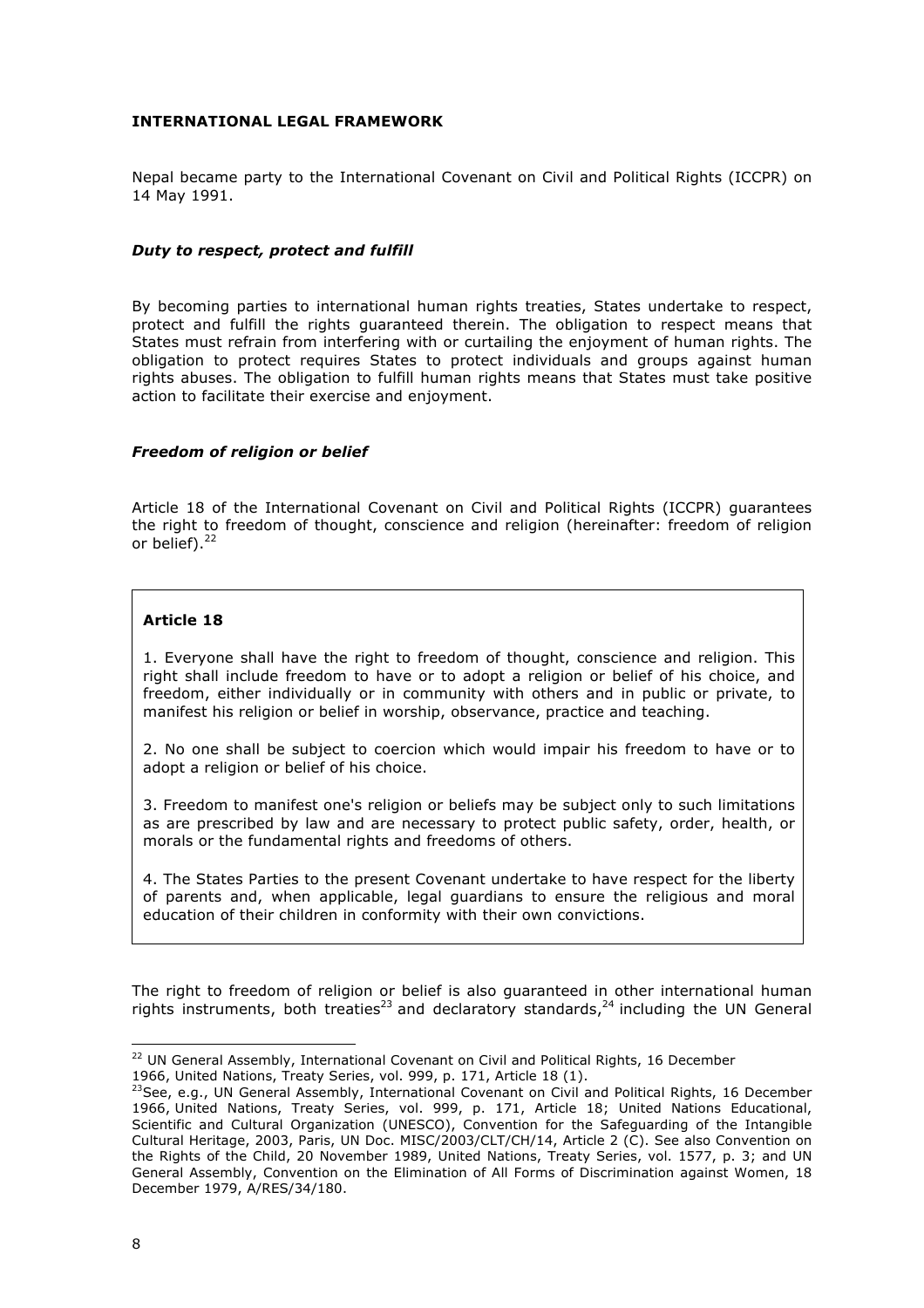**INTERNATIONAL LEGAL FRAMEWORK**

Nepal became party to the International Covenant on Civil and Political Rights (ICCPR) on 14 May 1991.

***Duty to respect, protect and fulfill***

By becoming parties to international human rights treaties, States undertake to respect, protect and fulfill the rights guaranteed therein. The obligation to respect means that States must refrain from interfering with or curtailing the enjoyment of human rights. The obligation to protect requires States to protect individuals and groups against human rights abuses. The obligation to fulfill human rights means that States must take positive action to facilitate their exercise and enjoyment.

***Freedom of religion or belief***

Article 18 of the International Covenant on Civil and Political Rights (ICCPR) guarantees the right to freedom of thought, conscience and religion (hereinafter: freedom of religion or belief).[22]

> **Article 18**
>
> 1. Everyone shall have the right to freedom of thought, conscience and religion. This right shall include freedom to have or to adopt a religion or belief of his choice, and freedom, either individually or in community with others and in public or private, to manifest his religion or belief in worship, observance, practice and teaching.
>
> 2. No one shall be subject to coercion which would impair his freedom to have or to adopt a religion or belief of his choice.
>
> 3. Freedom to manifest one's religion or beliefs may be subject only to such limitations as are prescribed by law and are necessary to protect public safety, order, health, or morals or the fundamental rights and freedoms of others.
>
> 4. The States Parties to the present Covenant undertake to have respect for the liberty of parents and, when applicable, legal guardians to ensure the religious and moral education of their children in conformity with their own convictions.

The right to freedom of religion or belief is also guaranteed in other international human rights instruments, both treaties[23] and declaratory standards,[24] including the UN General

---

[22] UN General Assembly, International Covenant on Civil and Political Rights, 16 December 1966, United Nations, Treaty Series, vol. 999, p. 171, Article 18 (1).

[23] See, e.g., UN General Assembly, International Covenant on Civil and Political Rights, 16 December 1966, United Nations, Treaty Series, vol. 999, p. 171, Article 18; United Nations Educational, Scientific and Cultural Organization (UNESCO), Convention for the Safeguarding of the Intangible Cultural Heritage, 2003, Paris, UN Doc. MISC/2003/CLT/CH/14, Article 2 (C). See also Convention on the Rights of the Child, 20 November 1989, United Nations, Treaty Series, vol. 1577, p. 3; and UN General Assembly, Convention on the Elimination of All Forms of Discrimination against Women, 18 December 1979, A/RES/34/180.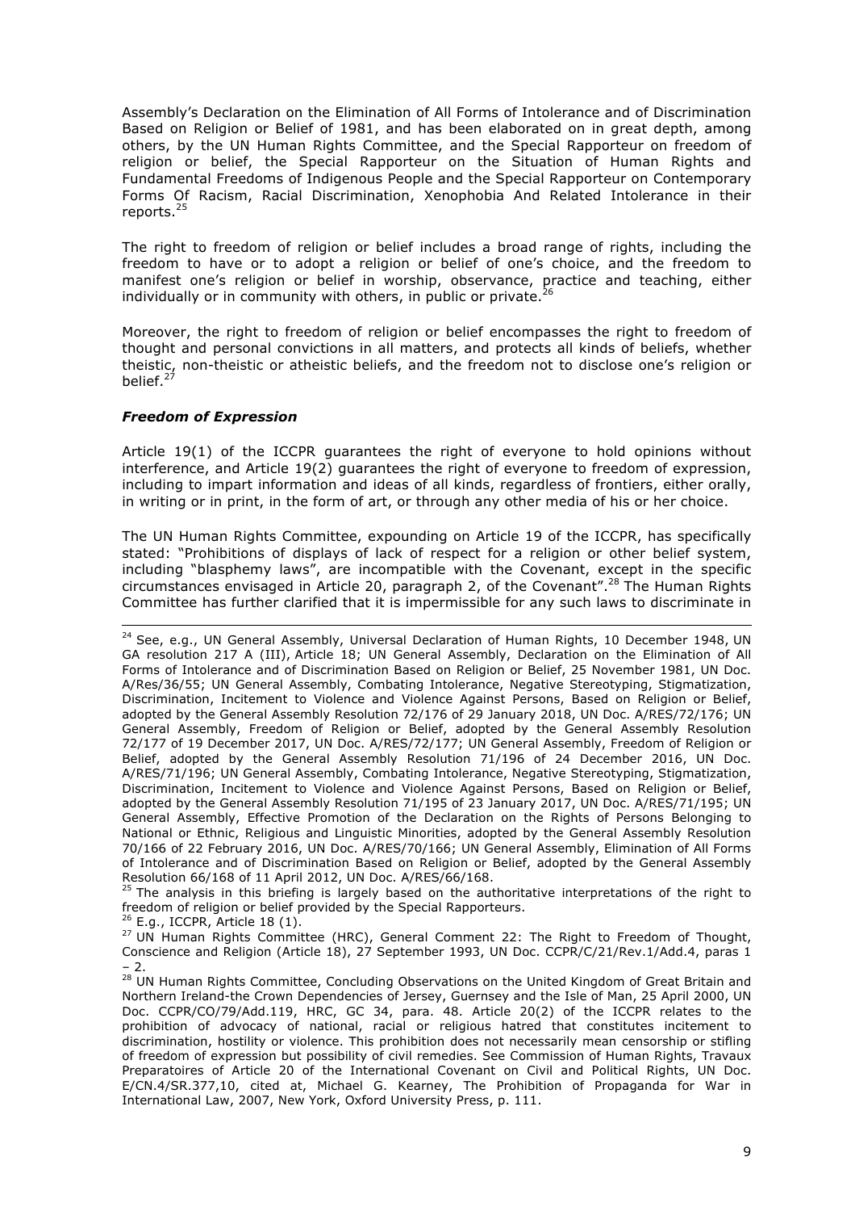Assembly's Declaration on the Elimination of All Forms of Intolerance and of Discrimination Based on Religion or Belief of 1981, and has been elaborated on in great depth, among others, by the UN Human Rights Committee, and the Special Rapporteur on freedom of religion or belief, the Special Rapporteur on the Situation of Human Rights and Fundamental Freedoms of Indigenous People and the Special Rapporteur on Contemporary Forms Of Racism, Racial Discrimination, Xenophobia And Related Intolerance in their reports.[25]

The right to freedom of religion or belief includes a broad range of rights, including the freedom to have or to adopt a religion or belief of one's choice, and the freedom to manifest one's religion or belief in worship, observance, practice and teaching, either individually or in community with others, in public or private.[26]

Moreover, the right to freedom of religion or belief encompasses the right to freedom of thought and personal convictions in all matters, and protects all kinds of beliefs, whether theistic, non-theistic or atheistic beliefs, and the freedom not to disclose one's religion or belief.[27]

### *Freedom of Expression*

Article 19(1) of the ICCPR guarantees the right of everyone to hold opinions without interference, and Article 19(2) guarantees the right of everyone to freedom of expression, including to impart information and ideas of all kinds, regardless of frontiers, either orally, in writing or in print, in the form of art, or through any other media of his or her choice.

The UN Human Rights Committee, expounding on Article 19 of the ICCPR, has specifically stated: "Prohibitions of displays of lack of respect for a religion or other belief system, including "blasphemy laws", are incompatible with the Covenant, except in the specific circumstances envisaged in Article 20, paragraph 2, of the Covenant".[28] The Human Rights Committee has further clarified that it is impermissible for any such laws to discriminate in

---

[24] See, e.g., UN General Assembly, Universal Declaration of Human Rights, 10 December 1948, UN GA resolution 217 A (III), Article 18; UN General Assembly, Declaration on the Elimination of All Forms of Intolerance and of Discrimination Based on Religion or Belief, 25 November 1981, UN Doc. A/Res/36/55; UN General Assembly, Combating Intolerance, Negative Stereotyping, Stigmatization, Discrimination, Incitement to Violence and Violence Against Persons, Based on Religion or Belief, adopted by the General Assembly Resolution 72/176 of 29 January 2018, UN Doc. A/RES/72/176; UN General Assembly, Freedom of Religion or Belief, adopted by the General Assembly Resolution 72/177 of 19 December 2017, UN Doc. A/RES/72/177; UN General Assembly, Freedom of Religion or Belief, adopted by the General Assembly Resolution 71/196 of 24 December 2016, UN Doc. A/RES/71/196; UN General Assembly, Combating Intolerance, Negative Stereotyping, Stigmatization, Discrimination, Incitement to Violence and Violence Against Persons, Based on Religion or Belief, adopted by the General Assembly Resolution 71/195 of 23 January 2017, UN Doc. A/RES/71/195; UN General Assembly, Effective Promotion of the Declaration on the Rights of Persons Belonging to National or Ethnic, Religious and Linguistic Minorities, adopted by the General Assembly Resolution 70/166 of 22 February 2016, UN Doc. A/RES/70/166; UN General Assembly, Elimination of All Forms of Intolerance and of Discrimination Based on Religion or Belief, adopted by the General Assembly Resolution 66/168 of 11 April 2012, UN Doc. A/RES/66/168.

[25] The analysis in this briefing is largely based on the authoritative interpretations of the right to freedom of religion or belief provided by the Special Rapporteurs.

[26] E.g., ICCPR, Article 18 (1).

[27] UN Human Rights Committee (HRC), General Comment 22: The Right to Freedom of Thought, Conscience and Religion (Article 18), 27 September 1993, UN Doc. CCPR/C/21/Rev.1/Add.4, paras 1 – 2.

[28] UN Human Rights Committee, Concluding Observations on the United Kingdom of Great Britain and Northern Ireland-the Crown Dependencies of Jersey, Guernsey and the Isle of Man, 25 April 2000, UN Doc. CCPR/CO/79/Add.119, HRC, GC 34, para. 48. Article 20(2) of the ICCPR relates to the prohibition of advocacy of national, racial or religious hatred that constitutes incitement to discrimination, hostility or violence. This prohibition does not necessarily mean censorship or stifling of freedom of expression but possibility of civil remedies. See Commission of Human Rights, Travaux Preparatoires of Article 20 of the International Covenant on Civil and Political Rights, UN Doc. E/CN.4/SR.377,10, cited at, Michael G. Kearney, The Prohibition of Propaganda for War in International Law, 2007, New York, Oxford University Press, p. 111.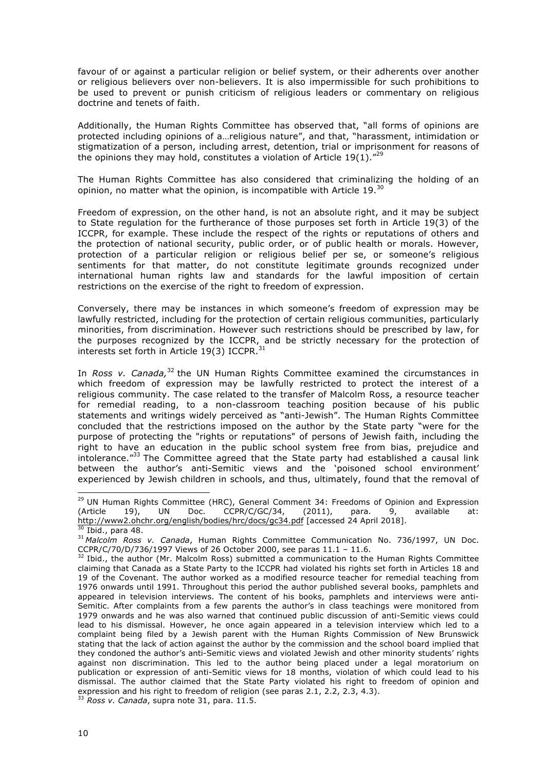favour of or against a particular religion or belief system, or their adherents over another or religious believers over non-believers. It is also impermissible for such prohibitions to be used to prevent or punish criticism of religious leaders or commentary on religious doctrine and tenets of faith.

Additionally, the Human Rights Committee has observed that, "all forms of opinions are protected including opinions of a…religious nature", and that, "harassment, intimidation or stigmatization of a person, including arrest, detention, trial or imprisonment for reasons of the opinions they may hold, constitutes a violation of Article 19(1)."[29]

The Human Rights Committee has also considered that criminalizing the holding of an opinion, no matter what the opinion, is incompatible with Article 19.[30]

Freedom of expression, on the other hand, is not an absolute right, and it may be subject to State regulation for the furtherance of those purposes set forth in Article 19(3) of the ICCPR, for example. These include the respect of the rights or reputations of others and the protection of national security, public order, or of public health or morals. However, protection of a particular religion or religious belief per se, or someone's religious sentiments for that matter, do not constitute legitimate grounds recognized under international human rights law and standards for the lawful imposition of certain restrictions on the exercise of the right to freedom of expression.

Conversely, there may be instances in which someone's freedom of expression may be lawfully restricted, including for the protection of certain religious communities, particularly minorities, from discrimination. However such restrictions should be prescribed by law, for the purposes recognized by the ICCPR, and be strictly necessary for the protection of interests set forth in Article 19(3) ICCPR.[31]

In *Ross v. Canada,*[32] the UN Human Rights Committee examined the circumstances in which freedom of expression may be lawfully restricted to protect the interest of a religious community. The case related to the transfer of Malcolm Ross, a resource teacher for remedial reading, to a non-classroom teaching position because of his public statements and writings widely perceived as "anti-Jewish". The Human Rights Committee concluded that the restrictions imposed on the author by the State party "were for the purpose of protecting the "rights or reputations" of persons of Jewish faith, including the right to have an education in the public school system free from bias, prejudice and intolerance."[33] The Committee agreed that the State party had established a causal link between the author's anti-Semitic views and the 'poisoned school environment' experienced by Jewish children in schools, and thus, ultimately, found that the removal of

---

[29] UN Human Rights Committee (HRC), General Comment 34: Freedoms of Opinion and Expression (Article 19), UN Doc. CCPR/C/GC/34, (2011), para. 9, available at: http://www2.ohchr.org/english/bodies/hrc/docs/gc34.pdf [accessed 24 April 2018].

[30] Ibid., para 48.

[31] *Malcolm Ross v. Canada*, Human Rights Committee Communication No. 736/1997, UN Doc. CCPR/C/70/D/736/1997 Views of 26 October 2000, see paras 11.1 – 11.6.

[32] Ibid., the author (Mr. Malcolm Ross) submitted a communication to the Human Rights Committee claiming that Canada as a State Party to the ICCPR had violated his rights set forth in Articles 18 and 19 of the Covenant. The author worked as a modified resource teacher for remedial teaching from 1976 onwards until 1991. Throughout this period the author published several books, pamphlets and appeared in television interviews. The content of his books, pamphlets and interviews were anti-Semitic. After complaints from a few parents the author's in class teachings were monitored from 1979 onwards and he was also warned that continued public discussion of anti-Semitic views could lead to his dismissal. However, he once again appeared in a television interview which led to a complaint being filed by a Jewish parent with the Human Rights Commission of New Brunswick stating that the lack of action against the author by the commission and the school board implied that they condoned the author's anti-Semitic views and violated Jewish and other minority students' rights against non discrimination. This led to the author being placed under a legal moratorium on publication or expression of anti-Semitic views for 18 months, violation of which could lead to his dismissal. The author claimed that the State Party violated his right to freedom of opinion and expression and his right to freedom of religion (see paras 2.1, 2.2, 2.3, 4.3).

[33] *Ross v. Canada*, supra note 31, para. 11.5.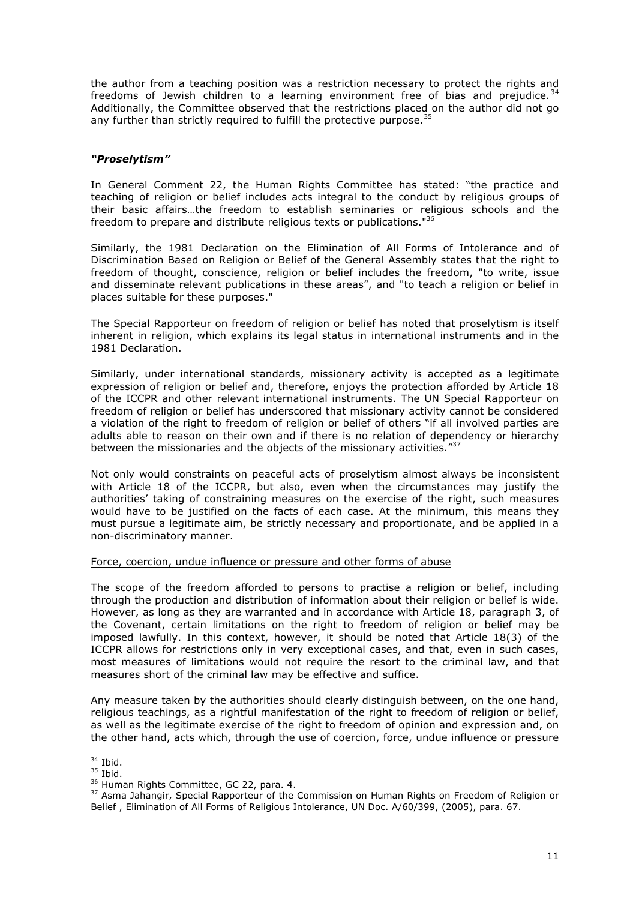the author from a teaching position was a restriction necessary to protect the rights and freedoms of Jewish children to a learning environment free of bias and prejudice.[34] Additionally, the Committee observed that the restrictions placed on the author did not go any further than strictly required to fulfill the protective purpose.[35]

### *"Proselytism"*

In General Comment 22, the Human Rights Committee has stated: "the practice and teaching of religion or belief includes acts integral to the conduct by religious groups of their basic affairs…the freedom to establish seminaries or religious schools and the freedom to prepare and distribute religious texts or publications."[36]

Similarly, the 1981 Declaration on the Elimination of All Forms of Intolerance and of Discrimination Based on Religion or Belief of the General Assembly states that the right to freedom of thought, conscience, religion or belief includes the freedom, "to write, issue and disseminate relevant publications in these areas", and "to teach a religion or belief in places suitable for these purposes."

The Special Rapporteur on freedom of religion or belief has noted that proselytism is itself inherent in religion, which explains its legal status in international instruments and in the 1981 Declaration.

Similarly, under international standards, missionary activity is accepted as a legitimate expression of religion or belief and, therefore, enjoys the protection afforded by Article 18 of the ICCPR and other relevant international instruments. The UN Special Rapporteur on freedom of religion or belief has underscored that missionary activity cannot be considered a violation of the right to freedom of religion or belief of others "if all involved parties are adults able to reason on their own and if there is no relation of dependency or hierarchy between the missionaries and the objects of the missionary activities."[37]

Not only would constraints on peaceful acts of proselytism almost always be inconsistent with Article 18 of the ICCPR, but also, even when the circumstances may justify the authorities' taking of constraining measures on the exercise of the right, such measures would have to be justified on the facts of each case. At the minimum, this means they must pursue a legitimate aim, be strictly necessary and proportionate, and be applied in a non-discriminatory manner.

#### Force, coercion, undue influence or pressure and other forms of abuse

The scope of the freedom afforded to persons to practise a religion or belief, including through the production and distribution of information about their religion or belief is wide. However, as long as they are warranted and in accordance with Article 18, paragraph 3, of the Covenant, certain limitations on the right to freedom of religion or belief may be imposed lawfully. In this context, however, it should be noted that Article 18(3) of the ICCPR allows for restrictions only in very exceptional cases, and that, even in such cases, most measures of limitations would not require the resort to the criminal law, and that measures short of the criminal law may be effective and suffice.

Any measure taken by the authorities should clearly distinguish between, on the one hand, religious teachings, as a rightful manifestation of the right to freedom of religion or belief, as well as the legitimate exercise of the right to freedom of opinion and expression and, on the other hand, acts which, through the use of coercion, force, undue influence or pressure

---

[34] Ibid.

[35] Ibid.

[36] Human Rights Committee, GC 22, para. 4.

[37] Asma Jahangir, Special Rapporteur of the Commission on Human Rights on Freedom of Religion or Belief , Elimination of All Forms of Religious Intolerance, UN Doc. A/60/399, (2005), para. 67.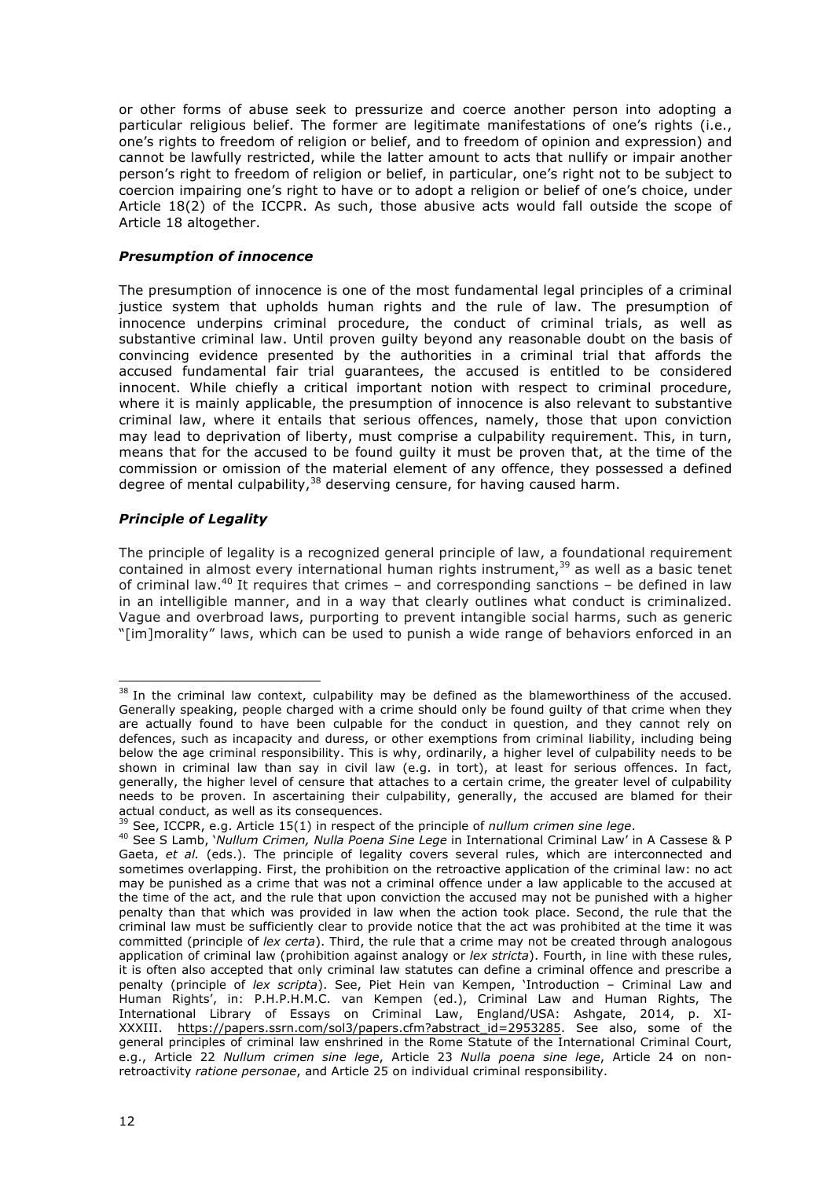or other forms of abuse seek to pressurize and coerce another person into adopting a particular religious belief. The former are legitimate manifestations of one's rights (i.e., one's rights to freedom of religion or belief, and to freedom of opinion and expression) and cannot be lawfully restricted, while the latter amount to acts that nullify or impair another person's right to freedom of religion or belief, in particular, one's right not to be subject to coercion impairing one's right to have or to adopt a religion or belief of one's choice, under Article 18(2) of the ICCPR. As such, those abusive acts would fall outside the scope of Article 18 altogether.

### *Presumption of innocence*

The presumption of innocence is one of the most fundamental legal principles of a criminal justice system that upholds human rights and the rule of law. The presumption of innocence underpins criminal procedure, the conduct of criminal trials, as well as substantive criminal law. Until proven guilty beyond any reasonable doubt on the basis of convincing evidence presented by the authorities in a criminal trial that affords the accused fundamental fair trial guarantees, the accused is entitled to be considered innocent. While chiefly a critical important notion with respect to criminal procedure, where it is mainly applicable, the presumption of innocence is also relevant to substantive criminal law, where it entails that serious offences, namely, those that upon conviction may lead to deprivation of liberty, must comprise a culpability requirement. This, in turn, means that for the accused to be found guilty it must be proven that, at the time of the commission or omission of the material element of any offence, they possessed a defined degree of mental culpability,[38] deserving censure, for having caused harm.

### *Principle of Legality*

The principle of legality is a recognized general principle of law, a foundational requirement contained in almost every international human rights instrument,[39] as well as a basic tenet of criminal law.[40] It requires that crimes – and corresponding sanctions – be defined in law in an intelligible manner, and in a way that clearly outlines what conduct is criminalized. Vague and overbroad laws, purporting to prevent intangible social harms, such as generic "[im]morality" laws, which can be used to punish a wide range of behaviors enforced in an

---

[38] In the criminal law context, culpability may be defined as the blameworthiness of the accused. Generally speaking, people charged with a crime should only be found guilty of that crime when they are actually found to have been culpable for the conduct in question, and they cannot rely on defences, such as incapacity and duress, or other exemptions from criminal liability, including being below the age criminal responsibility. This is why, ordinarily, a higher level of culpability needs to be shown in criminal law than say in civil law (e.g. in tort), at least for serious offences. In fact, generally, the higher level of censure that attaches to a certain crime, the greater level of culpability needs to be proven. In ascertaining their culpability, generally, the accused are blamed for their actual conduct, as well as its consequences.

[39] See, ICCPR, e.g. Article 15(1) in respect of the principle of *nullum crimen sine lege*.

[40] See S Lamb, '*Nullum Crimen, Nulla Poena Sine Lege* in International Criminal Law' in A Cassese & P Gaeta, *et al.* (eds.). The principle of legality covers several rules, which are interconnected and sometimes overlapping. First, the prohibition on the retroactive application of the criminal law: no act may be punished as a crime that was not a criminal offence under a law applicable to the accused at the time of the act, and the rule that upon conviction the accused may not be punished with a higher penalty than that which was provided in law when the action took place. Second, the rule that the criminal law must be sufficiently clear to provide notice that the act was prohibited at the time it was committed (principle of *lex certa*). Third, the rule that a crime may not be created through analogous application of criminal law (prohibition against analogy or *lex stricta*). Fourth, in line with these rules, it is often also accepted that only criminal law statutes can define a criminal offence and prescribe a penalty (principle of *lex scripta*). See, Piet Hein van Kempen, 'Introduction – Criminal Law and Human Rights', in: P.H.P.H.M.C. van Kempen (ed.), Criminal Law and Human Rights, The International Library of Essays on Criminal Law, England/USA: Ashgate, 2014, p. XI-XXXIII. https://papers.ssrn.com/sol3/papers.cfm?abstract_id=2953285. See also, some of the general principles of criminal law enshrined in the Rome Statute of the International Criminal Court, e.g., Article 22 *Nullum crimen sine lege*, Article 23 *Nulla poena sine lege*, Article 24 on non-retroactivity *ratione personae*, and Article 25 on individual criminal responsibility.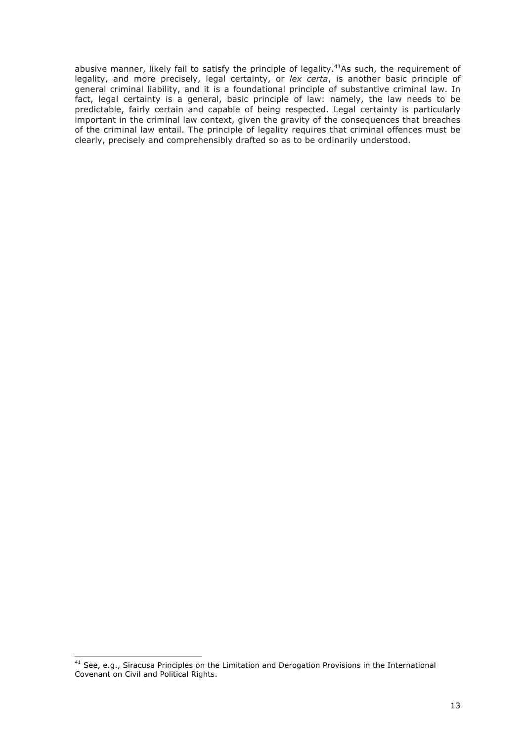abusive manner, likely fail to satisfy the principle of legality.[41]As such, the requirement of legality, and more precisely, legal certainty, or *lex certa*, is another basic principle of general criminal liability, and it is a foundational principle of substantive criminal law. In fact, legal certainty is a general, basic principle of law: namely, the law needs to be predictable, fairly certain and capable of being respected. Legal certainty is particularly important in the criminal law context, given the gravity of the consequences that breaches of the criminal law entail. The principle of legality requires that criminal offences must be clearly, precisely and comprehensibly drafted so as to be ordinarily understood.

---

[41] See, e.g., Siracusa Principles on the Limitation and Derogation Provisions in the International Covenant on Civil and Political Rights.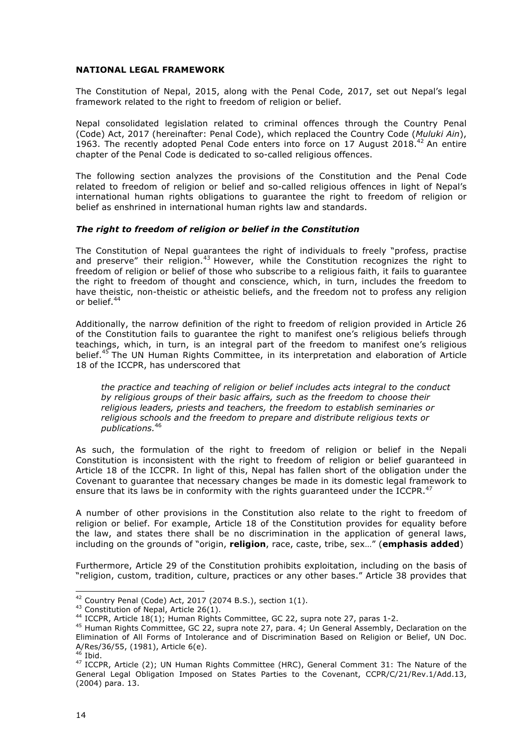**NATIONAL LEGAL FRAMEWORK**

The Constitution of Nepal, 2015, along with the Penal Code, 2017, set out Nepal's legal framework related to the right to freedom of religion or belief.

Nepal consolidated legislation related to criminal offences through the Country Penal (Code) Act, 2017 (hereinafter: Penal Code), which replaced the Country Code (*Muluki Ain*), 1963. The recently adopted Penal Code enters into force on 17 August 2018.[42] An entire chapter of the Penal Code is dedicated to so-called religious offences.

The following section analyzes the provisions of the Constitution and the Penal Code related to freedom of religion or belief and so-called religious offences in light of Nepal's international human rights obligations to guarantee the right to freedom of religion or belief as enshrined in international human rights law and standards.

***The right to freedom of religion or belief in the Constitution***

The Constitution of Nepal guarantees the right of individuals to freely "profess, practise and preserve" their religion.[43] However, while the Constitution recognizes the right to freedom of religion or belief of those who subscribe to a religious faith, it fails to guarantee the right to freedom of thought and conscience, which, in turn, includes the freedom to have theistic, non-theistic or atheistic beliefs, and the freedom not to profess any religion or belief.[44]

Additionally, the narrow definition of the right to freedom of religion provided in Article 26 of the Constitution fails to guarantee the right to manifest one's religious beliefs through teachings, which, in turn, is an integral part of the freedom to manifest one's religious belief.[45] The UN Human Rights Committee, in its interpretation and elaboration of Article 18 of the ICCPR, has underscored that

> *the practice and teaching of religion or belief includes acts integral to the conduct by religious groups of their basic affairs, such as the freedom to choose their religious leaders, priests and teachers, the freedom to establish seminaries or religious schools and the freedom to prepare and distribute religious texts or publications.*[46]

As such, the formulation of the right to freedom of religion or belief in the Nepali Constitution is inconsistent with the right to freedom of religion or belief guaranteed in Article 18 of the ICCPR. In light of this, Nepal has fallen short of the obligation under the Covenant to guarantee that necessary changes be made in its domestic legal framework to ensure that its laws be in conformity with the rights guaranteed under the ICCPR.[47]

A number of other provisions in the Constitution also relate to the right to freedom of religion or belief. For example, Article 18 of the Constitution provides for equality before the law, and states there shall be no discrimination in the application of general laws, including on the grounds of "origin, **religion**, race, caste, tribe, sex…" (**emphasis added**)

Furthermore, Article 29 of the Constitution prohibits exploitation, including on the basis of "religion, custom, tradition, culture, practices or any other bases." Article 38 provides that

---

[42] Country Penal (Code) Act, 2017 (2074 B.S.), section 1(1).

[43] Constitution of Nepal, Article 26(1).

[44] ICCPR, Article 18(1); Human Rights Committee, GC 22, supra note 27, paras 1-2.

[45] Human Rights Committee, GC 22, supra note 27, para. 4; Un General Assembly, Declaration on the Elimination of All Forms of Intolerance and of Discrimination Based on Religion or Belief, UN Doc. A/Res/36/55, (1981), Article 6(e).

[46] Ibid.

[47] ICCPR, Article (2); UN Human Rights Committee (HRC), General Comment 31: The Nature of the General Legal Obligation Imposed on States Parties to the Covenant, CCPR/C/21/Rev.1/Add.13, (2004) para. 13.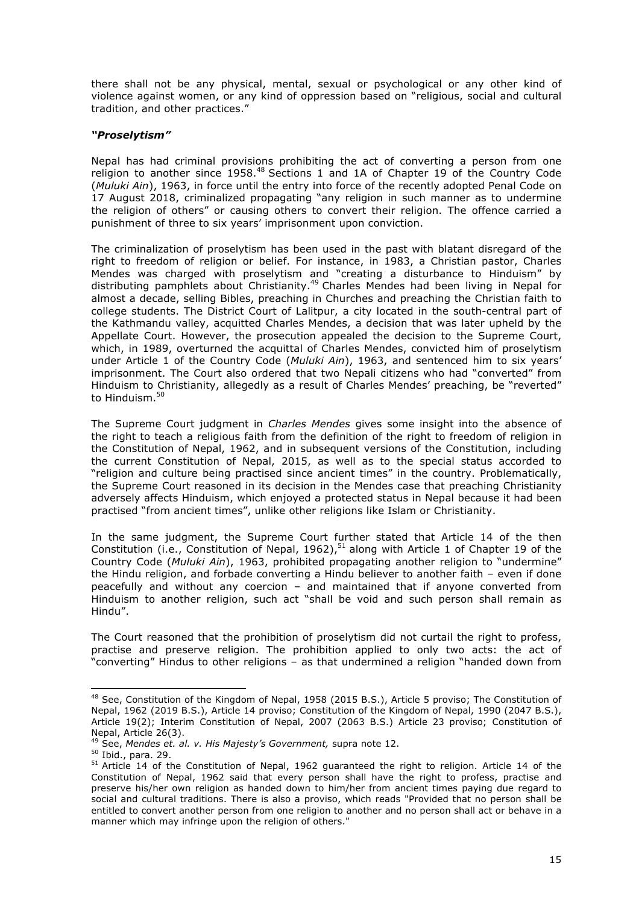there shall not be any physical, mental, sexual or psychological or any other kind of violence against women, or any kind of oppression based on "religious, social and cultural tradition, and other practices."

### *"Proselytism"*

Nepal has had criminal provisions prohibiting the act of converting a person from one religion to another since 1958.[48] Sections 1 and 1A of Chapter 19 of the Country Code (*Muluki Ain*), 1963, in force until the entry into force of the recently adopted Penal Code on 17 August 2018, criminalized propagating "any religion in such manner as to undermine the religion of others" or causing others to convert their religion. The offence carried a punishment of three to six years' imprisonment upon conviction.

The criminalization of proselytism has been used in the past with blatant disregard of the right to freedom of religion or belief. For instance, in 1983, a Christian pastor, Charles Mendes was charged with proselytism and "creating a disturbance to Hinduism" by distributing pamphlets about Christianity.[49] Charles Mendes had been living in Nepal for almost a decade, selling Bibles, preaching in Churches and preaching the Christian faith to college students. The District Court of Lalitpur, a city located in the south-central part of the Kathmandu valley, acquitted Charles Mendes, a decision that was later upheld by the Appellate Court. However, the prosecution appealed the decision to the Supreme Court, which, in 1989, overturned the acquittal of Charles Mendes, convicted him of proselytism under Article 1 of the Country Code (*Muluki Ain*), 1963, and sentenced him to six years' imprisonment. The Court also ordered that two Nepali citizens who had "converted" from Hinduism to Christianity, allegedly as a result of Charles Mendes' preaching, be "reverted" to Hinduism.[50]

The Supreme Court judgment in *Charles Mendes* gives some insight into the absence of the right to teach a religious faith from the definition of the right to freedom of religion in the Constitution of Nepal, 1962, and in subsequent versions of the Constitution, including the current Constitution of Nepal, 2015, as well as to the special status accorded to "religion and culture being practised since ancient times" in the country. Problematically, the Supreme Court reasoned in its decision in the Mendes case that preaching Christianity adversely affects Hinduism, which enjoyed a protected status in Nepal because it had been practised "from ancient times", unlike other religions like Islam or Christianity.

In the same judgment, the Supreme Court further stated that Article 14 of the then Constitution (i.e., Constitution of Nepal, 1962),[51] along with Article 1 of Chapter 19 of the Country Code (*Muluki Ain*), 1963, prohibited propagating another religion to "undermine" the Hindu religion, and forbade converting a Hindu believer to another faith – even if done peacefully and without any coercion – and maintained that if anyone converted from Hinduism to another religion, such act "shall be void and such person shall remain as Hindu".

The Court reasoned that the prohibition of proselytism did not curtail the right to profess, practise and preserve religion. The prohibition applied to only two acts: the act of "converting" Hindus to other religions – as that undermined a religion "handed down from

---

[48] See, Constitution of the Kingdom of Nepal, 1958 (2015 B.S.), Article 5 proviso; The Constitution of Nepal, 1962 (2019 B.S.), Article 14 proviso; Constitution of the Kingdom of Nepal, 1990 (2047 B.S.), Article 19(2); Interim Constitution of Nepal, 2007 (2063 B.S.) Article 23 proviso; Constitution of Nepal, Article 26(3).

[49] See, *Mendes et. al. v. His Majesty's Government,* supra note 12.

[50] Ibid., para. 29.

[51] Article 14 of the Constitution of Nepal, 1962 guaranteed the right to religion. Article 14 of the Constitution of Nepal, 1962 said that every person shall have the right to profess, practise and preserve his/her own religion as handed down to him/her from ancient times paying due regard to social and cultural traditions. There is also a proviso, which reads "Provided that no person shall be entitled to convert another person from one religion to another and no person shall act or behave in a manner which may infringe upon the religion of others."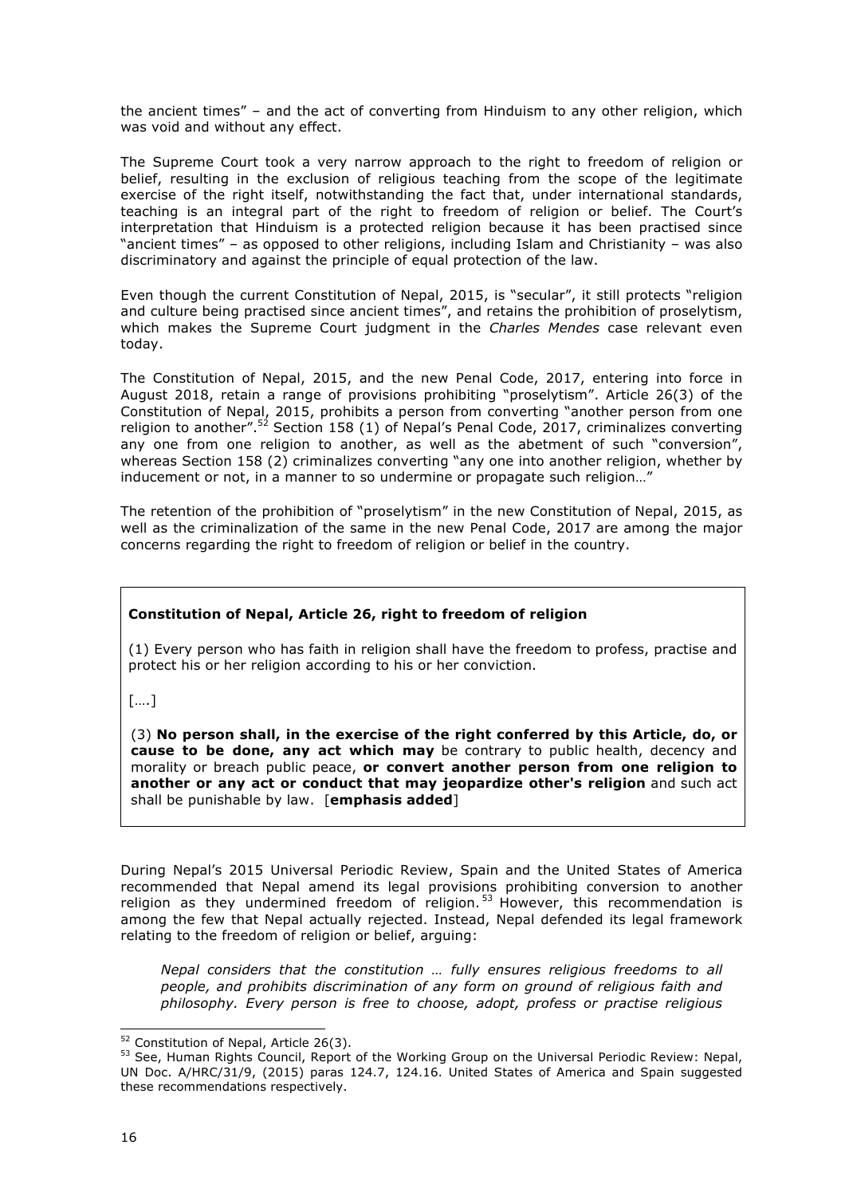the ancient times" – and the act of converting from Hinduism to any other religion, which was void and without any effect.

The Supreme Court took a very narrow approach to the right to freedom of religion or belief, resulting in the exclusion of religious teaching from the scope of the legitimate exercise of the right itself, notwithstanding the fact that, under international standards, teaching is an integral part of the right to freedom of religion or belief. The Court's interpretation that Hinduism is a protected religion because it has been practised since "ancient times" – as opposed to other religions, including Islam and Christianity – was also discriminatory and against the principle of equal protection of the law.

Even though the current Constitution of Nepal, 2015, is "secular", it still protects "religion and culture being practised since ancient times", and retains the prohibition of proselytism, which makes the Supreme Court judgment in the *Charles Mendes* case relevant even today.

The Constitution of Nepal, 2015, and the new Penal Code, 2017, entering into force in August 2018, retain a range of provisions prohibiting "proselytism". Article 26(3) of the Constitution of Nepal, 2015, prohibits a person from converting "another person from one religion to another".[52] Section 158 (1) of Nepal's Penal Code, 2017, criminalizes converting any one from one religion to another, as well as the abetment of such "conversion", whereas Section 158 (2) criminalizes converting "any one into another religion, whether by inducement or not, in a manner to so undermine or propagate such religion…"

The retention of the prohibition of "proselytism" in the new Constitution of Nepal, 2015, as well as the criminalization of the same in the new Penal Code, 2017 are among the major concerns regarding the right to freedom of religion or belief in the country.

> **Constitution of Nepal, Article 26, right to freedom of religion**
>
> (1) Every person who has faith in religion shall have the freedom to profess, practise and protect his or her religion according to his or her conviction.
>
> [….]
>
> (3) **No person shall, in the exercise of the right conferred by this Article, do, or cause to be done, any act which may** be contrary to public health, decency and morality or breach public peace, **or convert another person from one religion to another or any act or conduct that may jeopardize other's religion** and such act shall be punishable by law. [**emphasis added**]

During Nepal's 2015 Universal Periodic Review, Spain and the United States of America recommended that Nepal amend its legal provisions prohibiting conversion to another religion as they undermined freedom of religion.[53] However, this recommendation is among the few that Nepal actually rejected. Instead, Nepal defended its legal framework relating to the freedom of religion or belief, arguing:

> *Nepal considers that the constitution … fully ensures religious freedoms to all people, and prohibits discrimination of any form on ground of religious faith and philosophy. Every person is free to choose, adopt, profess or practise religious*

---

[52] Constitution of Nepal, Article 26(3).

[53] See, Human Rights Council, Report of the Working Group on the Universal Periodic Review: Nepal, UN Doc. A/HRC/31/9, (2015) paras 124.7, 124.16. United States of America and Spain suggested these recommendations respectively.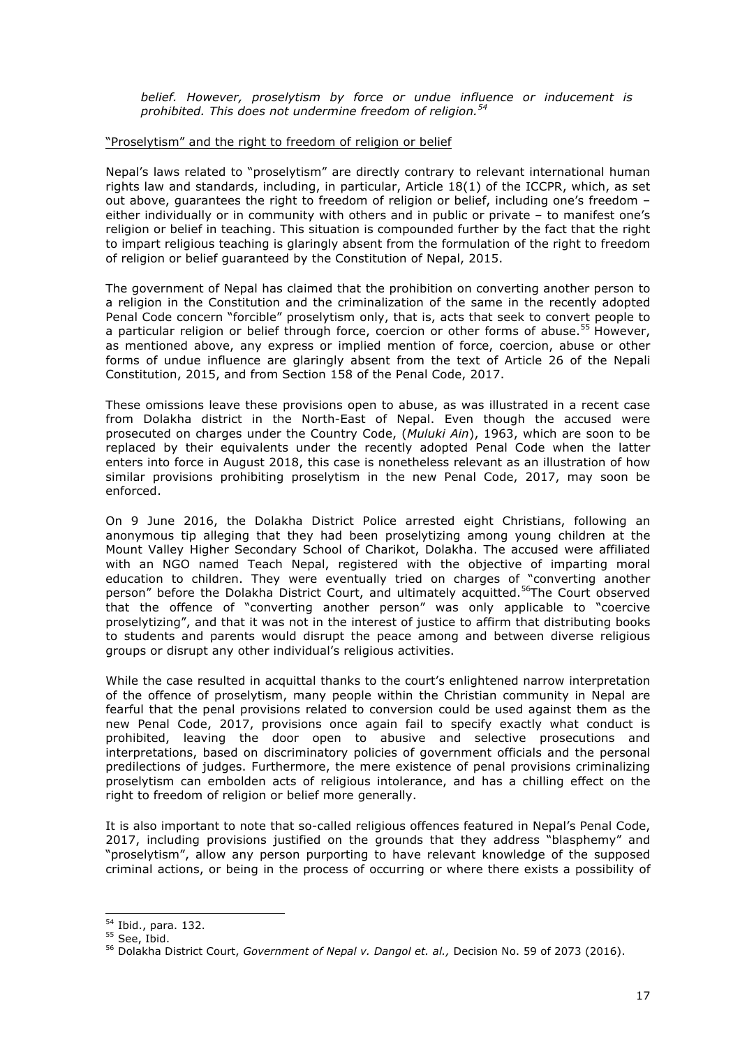*belief. However, proselytism by force or undue influence or inducement is prohibited. This does not undermine freedom of religion.*[54]

"Proselytism" and the right to freedom of religion or belief

Nepal's laws related to "proselytism" are directly contrary to relevant international human rights law and standards, including, in particular, Article 18(1) of the ICCPR, which, as set out above, guarantees the right to freedom of religion or belief, including one's freedom – either individually or in community with others and in public or private – to manifest one's religion or belief in teaching. This situation is compounded further by the fact that the right to impart religious teaching is glaringly absent from the formulation of the right to freedom of religion or belief guaranteed by the Constitution of Nepal, 2015.

The government of Nepal has claimed that the prohibition on converting another person to a religion in the Constitution and the criminalization of the same in the recently adopted Penal Code concern "forcible" proselytism only, that is, acts that seek to convert people to a particular religion or belief through force, coercion or other forms of abuse.[55] However, as mentioned above, any express or implied mention of force, coercion, abuse or other forms of undue influence are glaringly absent from the text of Article 26 of the Nepali Constitution, 2015, and from Section 158 of the Penal Code, 2017.

These omissions leave these provisions open to abuse, as was illustrated in a recent case from Dolakha district in the North-East of Nepal. Even though the accused were prosecuted on charges under the Country Code, (*Muluki Ain*), 1963, which are soon to be replaced by their equivalents under the recently adopted Penal Code when the latter enters into force in August 2018, this case is nonetheless relevant as an illustration of how similar provisions prohibiting proselytism in the new Penal Code, 2017, may soon be enforced.

On 9 June 2016, the Dolakha District Police arrested eight Christians, following an anonymous tip alleging that they had been proselytizing among young children at the Mount Valley Higher Secondary School of Charikot, Dolakha. The accused were affiliated with an NGO named Teach Nepal, registered with the objective of imparting moral education to children. They were eventually tried on charges of "converting another person" before the Dolakha District Court, and ultimately acquitted.[56] The Court observed that the offence of "converting another person" was only applicable to "coercive proselytizing", and that it was not in the interest of justice to affirm that distributing books to students and parents would disrupt the peace among and between diverse religious groups or disrupt any other individual's religious activities.

While the case resulted in acquittal thanks to the court's enlightened narrow interpretation of the offence of proselytism, many people within the Christian community in Nepal are fearful that the penal provisions related to conversion could be used against them as the new Penal Code, 2017, provisions once again fail to specify exactly what conduct is prohibited, leaving the door open to abusive and selective prosecutions and interpretations, based on discriminatory policies of government officials and the personal predilections of judges. Furthermore, the mere existence of penal provisions criminalizing proselytism can embolden acts of religious intolerance, and has a chilling effect on the right to freedom of religion or belief more generally.

It is also important to note that so-called religious offences featured in Nepal's Penal Code, 2017, including provisions justified on the grounds that they address "blasphemy" and "proselytism", allow any person purporting to have relevant knowledge of the supposed criminal actions, or being in the process of occurring or where there exists a possibility of

---

[54] Ibid., para. 132.

[55] See, Ibid.

[56] Dolakha District Court, *Government of Nepal v. Dangol et. al.,* Decision No. 59 of 2073 (2016).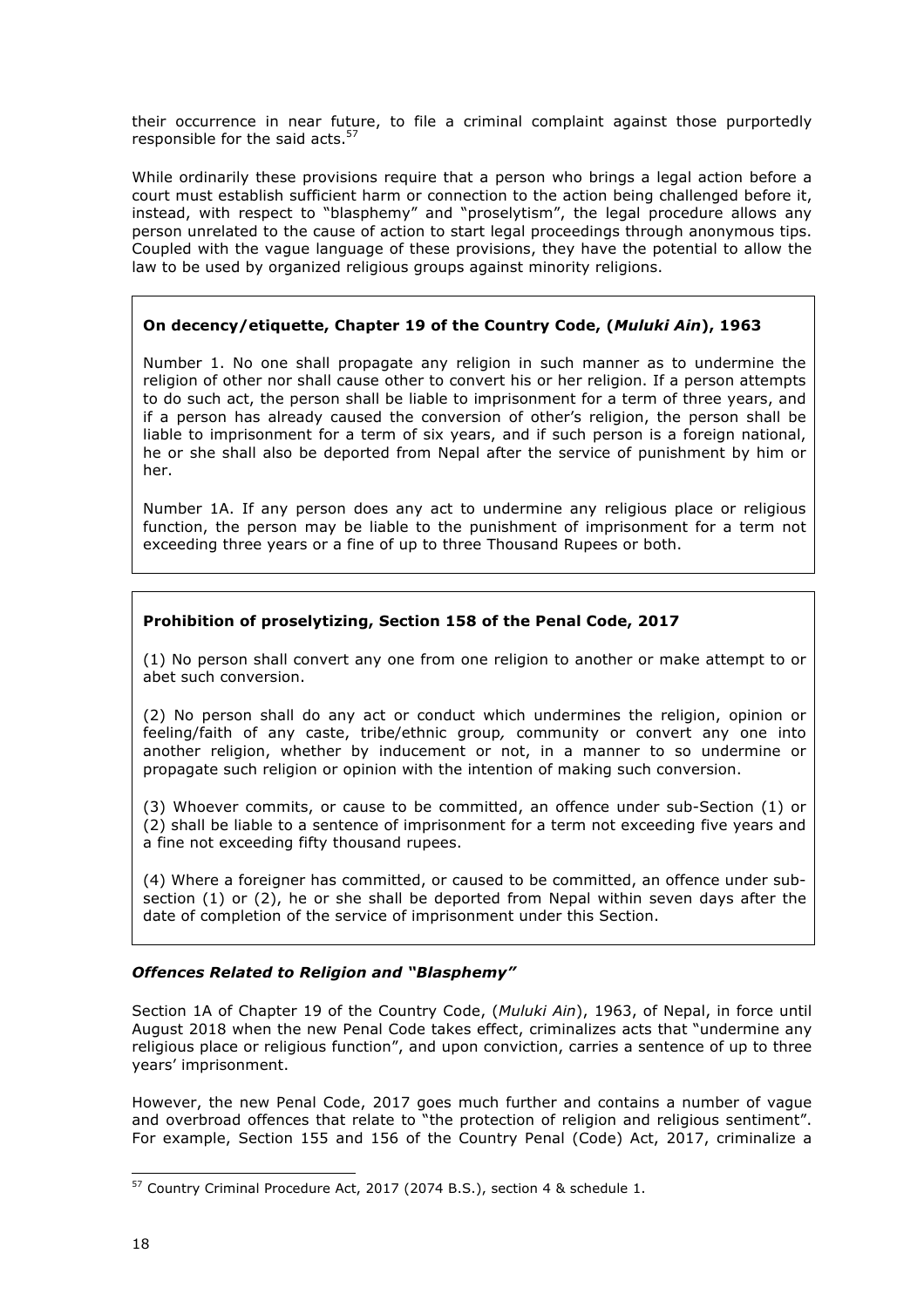their occurrence in near future, to file a criminal complaint against those purportedly responsible for the said acts.[57]

While ordinarily these provisions require that a person who brings a legal action before a court must establish sufficient harm or connection to the action being challenged before it, instead, with respect to "blasphemy" and "proselytism", the legal procedure allows any person unrelated to the cause of action to start legal proceedings through anonymous tips. Coupled with the vague language of these provisions, they have the potential to allow the law to be used by organized religious groups against minority religions.

> **On decency/etiquette, Chapter 19 of the Country Code, (*Muluki Ain*), 1963**
>
> Number 1. No one shall propagate any religion in such manner as to undermine the religion of other nor shall cause other to convert his or her religion. If a person attempts to do such act, the person shall be liable to imprisonment for a term of three years, and if a person has already caused the conversion of other's religion, the person shall be liable to imprisonment for a term of six years, and if such person is a foreign national, he or she shall also be deported from Nepal after the service of punishment by him or her.
>
> Number 1A. If any person does any act to undermine any religious place or religious function, the person may be liable to the punishment of imprisonment for a term not exceeding three years or a fine of up to three Thousand Rupees or both.

> **Prohibition of proselytizing, Section 158 of the Penal Code, 2017**
>
> (1) No person shall convert any one from one religion to another or make attempt to or abet such conversion.
>
> (2) No person shall do any act or conduct which undermines the religion, opinion or feeling/faith of any caste, tribe/ethnic group*,* community or convert any one into another religion, whether by inducement or not, in a manner to so undermine or propagate such religion or opinion with the intention of making such conversion.
>
> (3) Whoever commits, or cause to be committed, an offence under sub-Section (1) or (2) shall be liable to a sentence of imprisonment for a term not exceeding five years and a fine not exceeding fifty thousand rupees.
>
> (4) Where a foreigner has committed, or caused to be committed, an offence under sub-section (1) or (2), he or she shall be deported from Nepal within seven days after the date of completion of the service of imprisonment under this Section.

### *Offences Related to Religion and "Blasphemy"*

Section 1A of Chapter 19 of the Country Code, (*Muluki Ain*), 1963, of Nepal, in force until August 2018 when the new Penal Code takes effect, criminalizes acts that "undermine any religious place or religious function", and upon conviction, carries a sentence of up to three years' imprisonment.

However, the new Penal Code, 2017 goes much further and contains a number of vague and overbroad offences that relate to "the protection of religion and religious sentiment". For example, Section 155 and 156 of the Country Penal (Code) Act, 2017, criminalize a

---

[57] Country Criminal Procedure Act, 2017 (2074 B.S.), section 4 & schedule 1.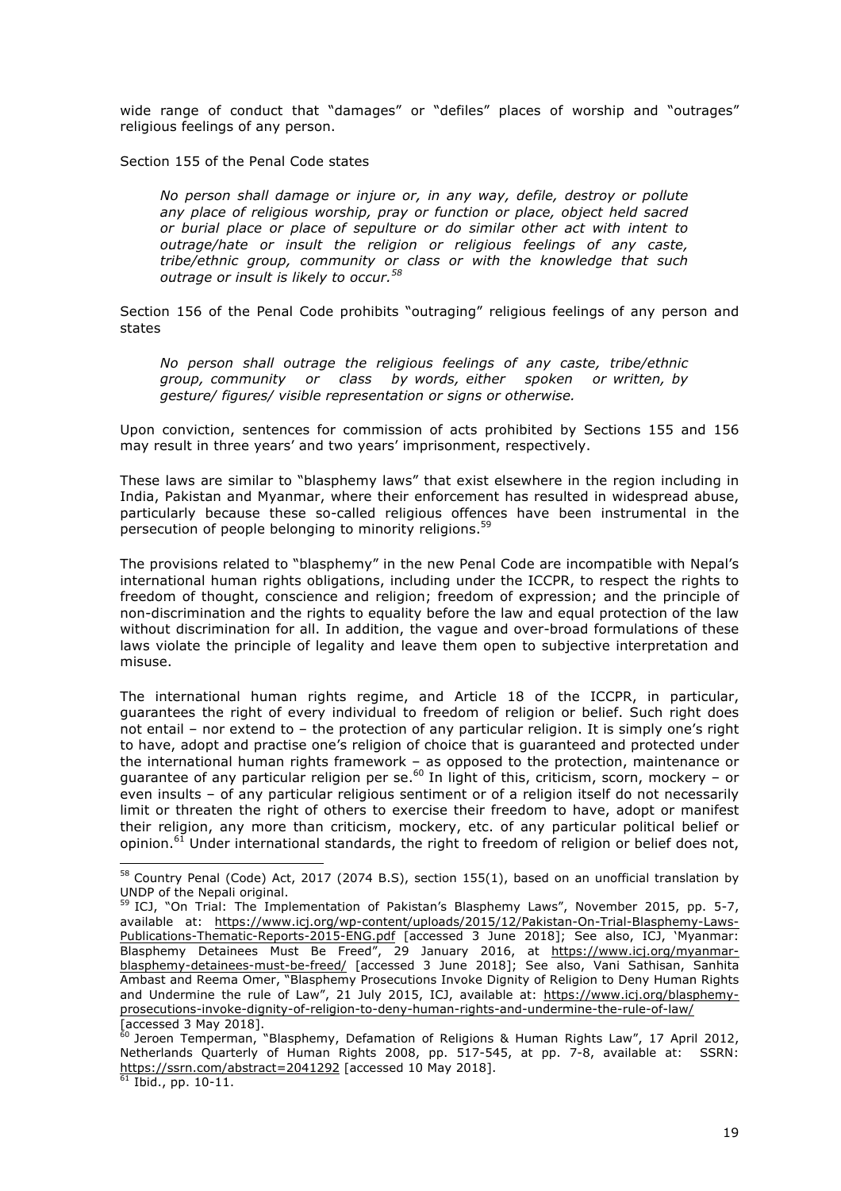wide range of conduct that "damages" or "defiles" places of worship and "outrages" religious feelings of any person.

Section 155 of the Penal Code states

> *No person shall damage or injure or, in any way, defile, destroy or pollute any place of religious worship, pray or function or place, object held sacred or burial place or place of sepulture or do similar other act with intent to outrage/hate or insult the religion or religious feelings of any caste, tribe/ethnic group, community or class or with the knowledge that such outrage or insult is likely to occur.*[58]

Section 156 of the Penal Code prohibits "outraging" religious feelings of any person and states

> *No person shall outrage the religious feelings of any caste, tribe/ethnic group, community or class by words, either spoken or written, by gesture/ figures/ visible representation or signs or otherwise.*

Upon conviction, sentences for commission of acts prohibited by Sections 155 and 156 may result in three years' and two years' imprisonment, respectively.

These laws are similar to "blasphemy laws" that exist elsewhere in the region including in India, Pakistan and Myanmar, where their enforcement has resulted in widespread abuse, particularly because these so-called religious offences have been instrumental in the persecution of people belonging to minority religions.[59]

The provisions related to "blasphemy" in the new Penal Code are incompatible with Nepal's international human rights obligations, including under the ICCPR, to respect the rights to freedom of thought, conscience and religion; freedom of expression; and the principle of non-discrimination and the rights to equality before the law and equal protection of the law without discrimination for all. In addition, the vague and over-broad formulations of these laws violate the principle of legality and leave them open to subjective interpretation and misuse.

The international human rights regime, and Article 18 of the ICCPR, in particular, guarantees the right of every individual to freedom of religion or belief. Such right does not entail – nor extend to – the protection of any particular religion. It is simply one's right to have, adopt and practise one's religion of choice that is guaranteed and protected under the international human rights framework – as opposed to the protection, maintenance or guarantee of any particular religion per se.[60] In light of this, criticism, scorn, mockery – or even insults – of any particular religious sentiment or of a religion itself do not necessarily limit or threaten the right of others to exercise their freedom to have, adopt or manifest their religion, any more than criticism, mockery, etc. of any particular political belief or opinion.[61] Under international standards, the right to freedom of religion or belief does not,

---

[58] Country Penal (Code) Act, 2017 (2074 B.S), section 155(1), based on an unofficial translation by UNDP of the Nepali original.

[59] ICJ, "On Trial: The Implementation of Pakistan's Blasphemy Laws", November 2015, pp. 5-7, available at: https://www.icj.org/wp-content/uploads/2015/12/Pakistan-On-Trial-Blasphemy-Laws-Publications-Thematic-Reports-2015-ENG.pdf [accessed 3 June 2018]; See also, ICJ, 'Myanmar: Blasphemy Detainees Must Be Freed", 29 January 2016, at https://www.icj.org/myanmar-blasphemy-detainees-must-be-freed/ [accessed 3 June 2018]; See also, Vani Sathisan, Sanhita Ambast and Reema Omer, "Blasphemy Prosecutions Invoke Dignity of Religion to Deny Human Rights and Undermine the rule of Law", 21 July 2015, ICJ, available at: https://www.icj.org/blasphemy-prosecutions-invoke-dignity-of-religion-to-deny-human-rights-and-undermine-the-rule-of-law/ [accessed 3 May 2018].

[60] Jeroen Temperman, "Blasphemy, Defamation of Religions & Human Rights Law", 17 April 2012, Netherlands Quarterly of Human Rights 2008, pp. 517-545, at pp. 7-8, available at: SSRN: https://ssrn.com/abstract=2041292 [accessed 10 May 2018].

[61] Ibid., pp. 10-11.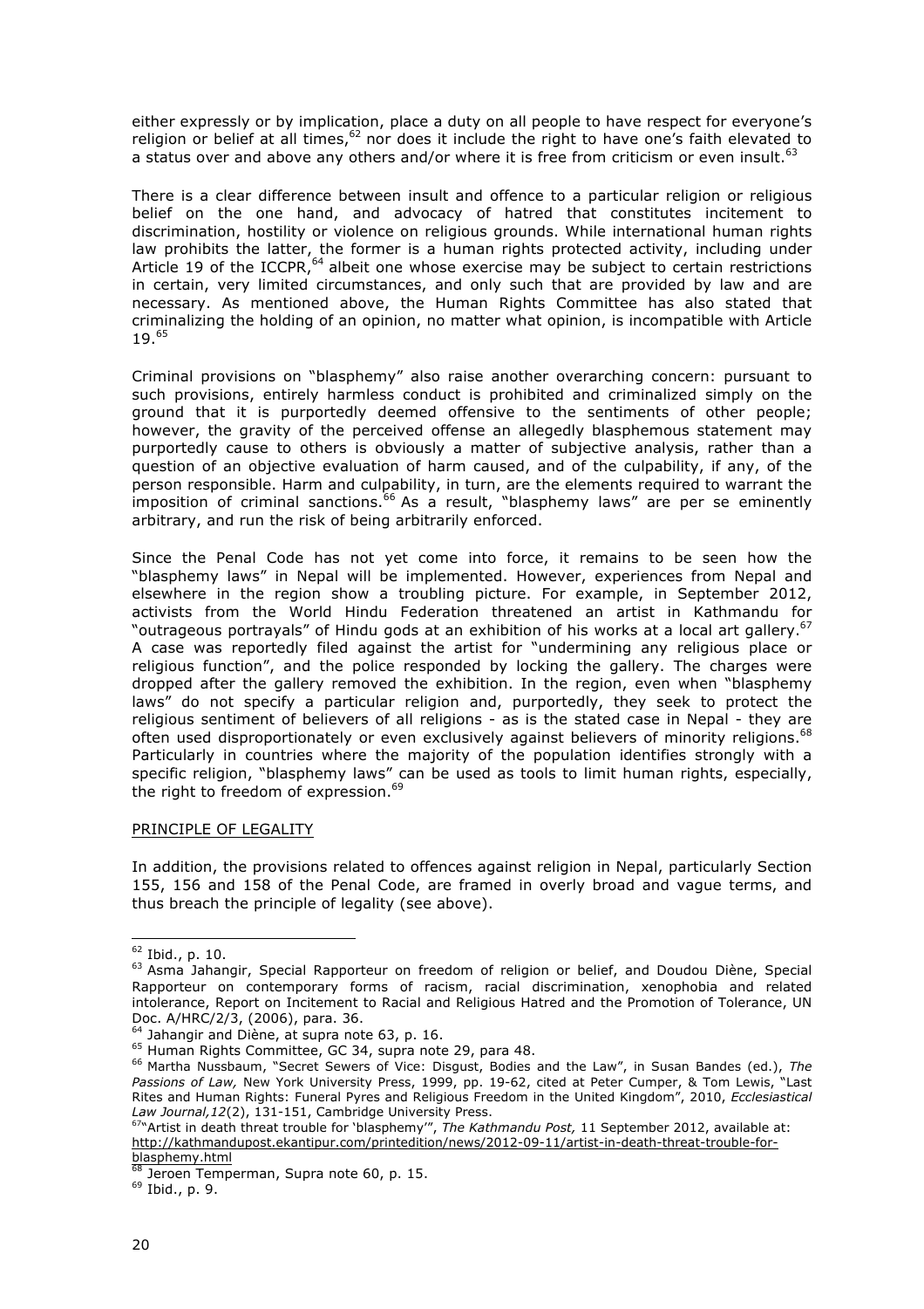either expressly or by implication, place a duty on all people to have respect for everyone's religion or belief at all times,[62] nor does it include the right to have one's faith elevated to a status over and above any others and/or where it is free from criticism or even insult.[63]

There is a clear difference between insult and offence to a particular religion or religious belief on the one hand, and advocacy of hatred that constitutes incitement to discrimination, hostility or violence on religious grounds. While international human rights law prohibits the latter, the former is a human rights protected activity, including under Article 19 of the ICCPR,[64] albeit one whose exercise may be subject to certain restrictions in certain, very limited circumstances, and only such that are provided by law and are necessary. As mentioned above, the Human Rights Committee has also stated that criminalizing the holding of an opinion, no matter what opinion, is incompatible with Article 19.[65]

Criminal provisions on "blasphemy" also raise another overarching concern: pursuant to such provisions, entirely harmless conduct is prohibited and criminalized simply on the ground that it is purportedly deemed offensive to the sentiments of other people; however, the gravity of the perceived offense an allegedly blasphemous statement may purportedly cause to others is obviously a matter of subjective analysis, rather than a question of an objective evaluation of harm caused, and of the culpability, if any, of the person responsible. Harm and culpability, in turn, are the elements required to warrant the imposition of criminal sanctions.[66] As a result, "blasphemy laws" are per se eminently arbitrary, and run the risk of being arbitrarily enforced.

Since the Penal Code has not yet come into force, it remains to be seen how the "blasphemy laws" in Nepal will be implemented. However, experiences from Nepal and elsewhere in the region show a troubling picture. For example, in September 2012, activists from the World Hindu Federation threatened an artist in Kathmandu for "outrageous portrayals" of Hindu gods at an exhibition of his works at a local art gallery.[67] A case was reportedly filed against the artist for "undermining any religious place or religious function", and the police responded by locking the gallery. The charges were dropped after the gallery removed the exhibition. In the region, even when "blasphemy laws" do not specify a particular religion and, purportedly, they seek to protect the religious sentiment of believers of all religions - as is the stated case in Nepal - they are often used disproportionately or even exclusively against believers of minority religions.[68] Particularly in countries where the majority of the population identifies strongly with a specific religion, "blasphemy laws" can be used as tools to limit human rights, especially, the right to freedom of expression.[69]

PRINCIPLE OF LEGALITY

In addition, the provisions related to offences against religion in Nepal, particularly Section 155, 156 and 158 of the Penal Code, are framed in overly broad and vague terms, and thus breach the principle of legality (see above).

---

[62] Ibid., p. 10.

[63] Asma Jahangir, Special Rapporteur on freedom of religion or belief, and Doudou Diène, Special Rapporteur on contemporary forms of racism, racial discrimination, xenophobia and related intolerance, Report on Incitement to Racial and Religious Hatred and the Promotion of Tolerance, UN Doc. A/HRC/2/3, (2006), para. 36.

[64] Jahangir and Diène, at supra note 63, p. 16.

[65] Human Rights Committee, GC 34, supra note 29, para 48.

[66] Martha Nussbaum, "Secret Sewers of Vice: Disgust, Bodies and the Law", in Susan Bandes (ed.), *The Passions of Law,* New York University Press, 1999, pp. 19-62, cited at Peter Cumper, & Tom Lewis, "Last Rites and Human Rights: Funeral Pyres and Religious Freedom in the United Kingdom", 2010, *Ecclesiastical Law Journal,12*(2), 131-151, Cambridge University Press.

[67] "Artist in death threat trouble for 'blasphemy'", *The Kathmandu Post,* 11 September 2012, available at: http://kathmandupost.ekantipur.com/printedition/news/2012-09-11/artist-in-death-threat-trouble-for-blasphemy.html

[68] Jeroen Temperman, Supra note 60, p. 15.

[69] Ibid., p. 9.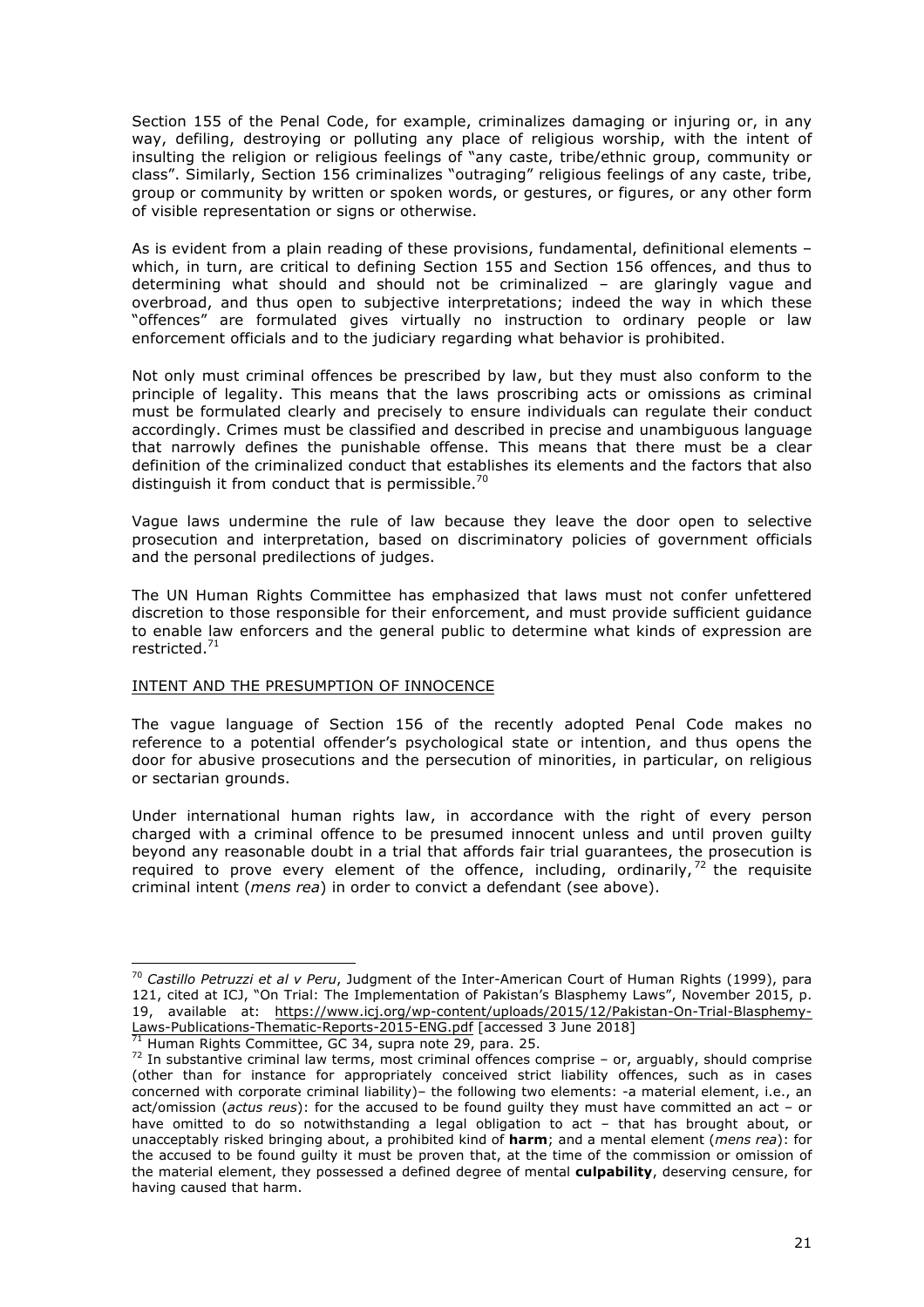Section 155 of the Penal Code, for example, criminalizes damaging or injuring or, in any way, defiling, destroying or polluting any place of religious worship, with the intent of insulting the religion or religious feelings of "any caste, tribe/ethnic group, community or class". Similarly, Section 156 criminalizes "outraging" religious feelings of any caste, tribe, group or community by written or spoken words, or gestures, or figures, or any other form of visible representation or signs or otherwise.

As is evident from a plain reading of these provisions, fundamental, definitional elements – which, in turn, are critical to defining Section 155 and Section 156 offences, and thus to determining what should and should not be criminalized – are glaringly vague and overbroad, and thus open to subjective interpretations; indeed the way in which these "offences" are formulated gives virtually no instruction to ordinary people or law enforcement officials and to the judiciary regarding what behavior is prohibited.

Not only must criminal offences be prescribed by law, but they must also conform to the principle of legality. This means that the laws proscribing acts or omissions as criminal must be formulated clearly and precisely to ensure individuals can regulate their conduct accordingly. Crimes must be classified and described in precise and unambiguous language that narrowly defines the punishable offense. This means that there must be a clear definition of the criminalized conduct that establishes its elements and the factors that also distinguish it from conduct that is permissible.[70]

Vague laws undermine the rule of law because they leave the door open to selective prosecution and interpretation, based on discriminatory policies of government officials and the personal predilections of judges.

The UN Human Rights Committee has emphasized that laws must not confer unfettered discretion to those responsible for their enforcement, and must provide sufficient guidance to enable law enforcers and the general public to determine what kinds of expression are restricted.[71]

## INTENT AND THE PRESUMPTION OF INNOCENCE

The vague language of Section 156 of the recently adopted Penal Code makes no reference to a potential offender's psychological state or intention, and thus opens the door for abusive prosecutions and the persecution of minorities, in particular, on religious or sectarian grounds.

Under international human rights law, in accordance with the right of every person charged with a criminal offence to be presumed innocent unless and until proven guilty beyond any reasonable doubt in a trial that affords fair trial guarantees, the prosecution is required to prove every element of the offence, including, ordinarily,[72] the requisite criminal intent (*mens rea*) in order to convict a defendant (see above).

---

[70] *Castillo Petruzzi et al v Peru*, Judgment of the Inter-American Court of Human Rights (1999), para 121, cited at ICJ, "On Trial: The Implementation of Pakistan's Blasphemy Laws", November 2015, p. 19, available at: https://www.icj.org/wp-content/uploads/2015/12/Pakistan-On-Trial-Blasphemy-Laws-Publications-Thematic-Reports-2015-ENG.pdf [accessed 3 June 2018]

[71] Human Rights Committee, GC 34, supra note 29, para. 25.

[72] In substantive criminal law terms, most criminal offences comprise – or, arguably, should comprise (other than for instance for appropriately conceived strict liability offences, such as in cases concerned with corporate criminal liability)– the following two elements: -a material element, i.e., an act/omission (*actus reus*): for the accused to be found guilty they must have committed an act – or have omitted to do so notwithstanding a legal obligation to act – that has brought about, or unacceptably risked bringing about, a prohibited kind of **harm**; and a mental element (*mens rea*): for the accused to be found guilty it must be proven that, at the time of the commission or omission of the material element, they possessed a defined degree of mental **culpability**, deserving censure, for having caused that harm.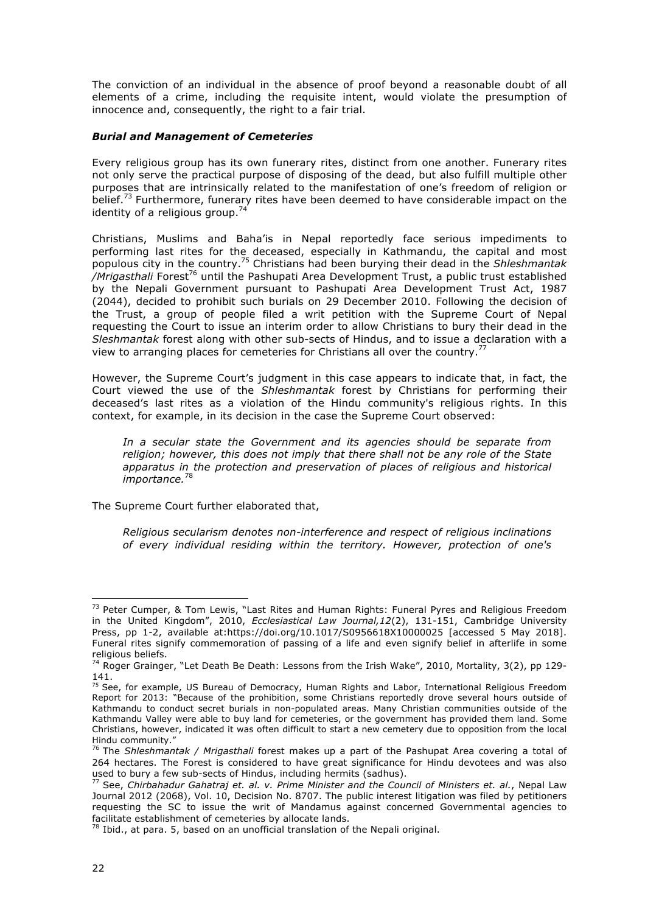The conviction of an individual in the absence of proof beyond a reasonable doubt of all elements of a crime, including the requisite intent, would violate the presumption of innocence and, consequently, the right to a fair trial.

### *Burial and Management of Cemeteries*

Every religious group has its own funerary rites, distinct from one another. Funerary rites not only serve the practical purpose of disposing of the dead, but also fulfill multiple other purposes that are intrinsically related to the manifestation of one's freedom of religion or belief.[73] Furthermore, funerary rites have been deemed to have considerable impact on the identity of a religious group.[74]

Christians, Muslims and Baha'is in Nepal reportedly face serious impediments to performing last rites for the deceased, especially in Kathmandu, the capital and most populous city in the country.[75] Christians had been burying their dead in the *Shleshmantak /Mrigasthali* Forest[76] until the Pashupati Area Development Trust, a public trust established by the Nepali Government pursuant to Pashupati Area Development Trust Act, 1987 (2044), decided to prohibit such burials on 29 December 2010. Following the decision of the Trust, a group of people filed a writ petition with the Supreme Court of Nepal requesting the Court to issue an interim order to allow Christians to bury their dead in the *Sleshmantak* forest along with other sub-sects of Hindus, and to issue a declaration with a view to arranging places for cemeteries for Christians all over the country.[77]

However, the Supreme Court's judgment in this case appears to indicate that, in fact, the Court viewed the use of the *Shleshmantak* forest by Christians for performing their deceased's last rites as a violation of the Hindu community's religious rights. In this context, for example, in its decision in the case the Supreme Court observed:

> *In a secular state the Government and its agencies should be separate from religion; however, this does not imply that there shall not be any role of the State apparatus in the protection and preservation of places of religious and historical importance.*[78]

The Supreme Court further elaborated that,

> *Religious secularism denotes non-interference and respect of religious inclinations of every individual residing within the territory. However, protection of one's*

---

[73] Peter Cumper, & Tom Lewis, "Last Rites and Human Rights: Funeral Pyres and Religious Freedom in the United Kingdom", 2010, *Ecclesiastical Law Journal,12*(2), 131-151, Cambridge University Press, pp 1-2, available at:https://doi.org/10.1017/S0956618X10000025 [accessed 5 May 2018]. Funeral rites signify commemoration of passing of a life and even signify belief in afterlife in some religious beliefs.

[74] Roger Grainger, "Let Death Be Death: Lessons from the Irish Wake", 2010, Mortality, 3(2), pp 129-141.

[75] See, for example, US Bureau of Democracy, Human Rights and Labor, International Religious Freedom Report for 2013: "Because of the prohibition, some Christians reportedly drove several hours outside of Kathmandu to conduct secret burials in non-populated areas. Many Christian communities outside of the Kathmandu Valley were able to buy land for cemeteries, or the government has provided them land. Some Christians, however, indicated it was often difficult to start a new cemetery due to opposition from the local Hindu community."

[76] The *Shleshmantak / Mrigasthali* forest makes up a part of the Pashupat Area covering a total of 264 hectares. The Forest is considered to have great significance for Hindu devotees and was also used to bury a few sub-sects of Hindus, including hermits (sadhus).

[77] See, *Chirbahadur Gahatraj et. al. v. Prime Minister and the Council of Ministers et. al.*, Nepal Law Journal 2012 (2068), Vol. 10, Decision No. 8707. The public interest litigation was filed by petitioners requesting the SC to issue the writ of Mandamus against concerned Governmental agencies to facilitate establishment of cemeteries by allocate lands.

[78] Ibid., at para. 5, based on an unofficial translation of the Nepali original.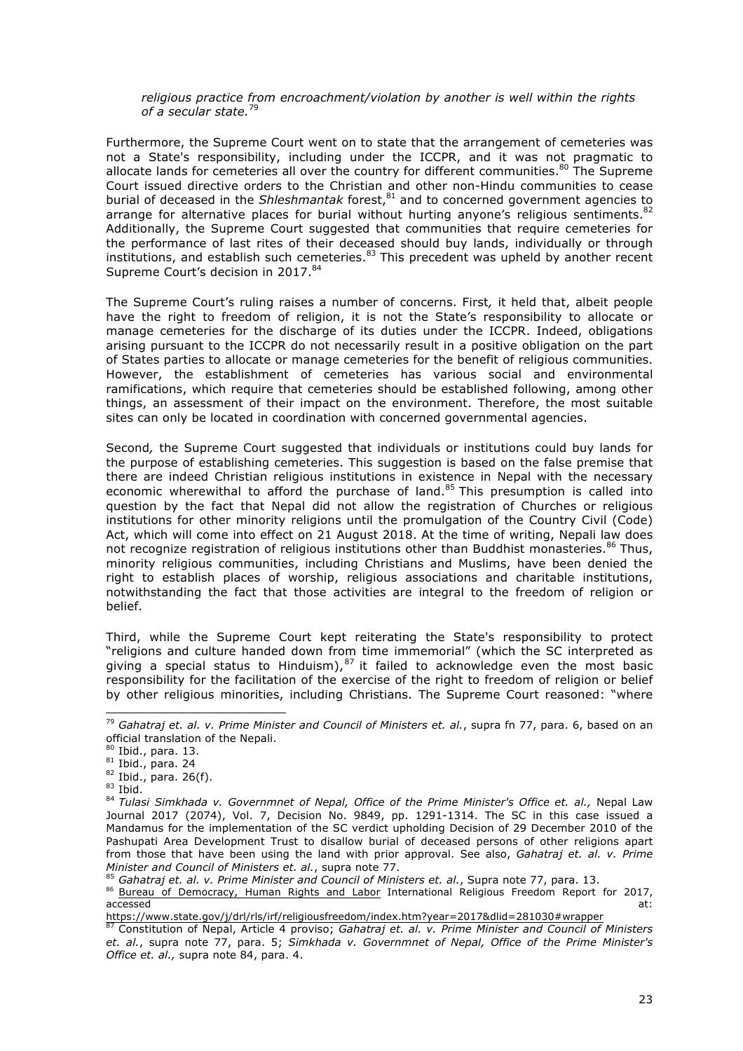*religious practice from encroachment/violation by another is well within the rights of a secular state.*[79]

Furthermore, the Supreme Court went on to state that the arrangement of cemeteries was not a State's responsibility, including under the ICCPR, and it was not pragmatic to allocate lands for cemeteries all over the country for different communities.[80] The Supreme Court issued directive orders to the Christian and other non-Hindu communities to cease burial of deceased in the *Shleshmantak* forest,[81] and to concerned government agencies to arrange for alternative places for burial without hurting anyone's religious sentiments.[82] Additionally, the Supreme Court suggested that communities that require cemeteries for the performance of last rites of their deceased should buy lands, individually or through institutions, and establish such cemeteries.[83] This precedent was upheld by another recent Supreme Court's decision in 2017.[84]

The Supreme Court's ruling raises a number of concerns. First*,* it held that, albeit people have the right to freedom of religion, it is not the State's responsibility to allocate or manage cemeteries for the discharge of its duties under the ICCPR. Indeed, obligations arising pursuant to the ICCPR do not necessarily result in a positive obligation on the part of States parties to allocate or manage cemeteries for the benefit of religious communities. However, the establishment of cemeteries has various social and environmental ramifications, which require that cemeteries should be established following, among other things, an assessment of their impact on the environment. Therefore, the most suitable sites can only be located in coordination with concerned governmental agencies.

Second*,* the Supreme Court suggested that individuals or institutions could buy lands for the purpose of establishing cemeteries. This suggestion is based on the false premise that there are indeed Christian religious institutions in existence in Nepal with the necessary economic wherewithal to afford the purchase of land.[85] This presumption is called into question by the fact that Nepal did not allow the registration of Churches or religious institutions for other minority religions until the promulgation of the Country Civil (Code) Act, which will come into effect on 21 August 2018. At the time of writing, Nepali law does not recognize registration of religious institutions other than Buddhist monasteries.[86] Thus, minority religious communities, including Christians and Muslims, have been denied the right to establish places of worship, religious associations and charitable institutions, notwithstanding the fact that those activities are integral to the freedom of religion or belief.

Third, while the Supreme Court kept reiterating the State's responsibility to protect "religions and culture handed down from time immemorial" (which the SC interpreted as giving a special status to Hinduism),[87] it failed to acknowledge even the most basic responsibility for the facilitation of the exercise of the right to freedom of religion or belief by other religious minorities, including Christians. The Supreme Court reasoned: "where

---

[79] *Gahatraj et. al. v. Prime Minister and Council of Ministers et. al.*, supra fn 77, para. 6, based on an official translation of the Nepali.

[80] Ibid., para. 13.

[81] Ibid., para. 24

[82] Ibid., para. 26(f).

[83] Ibid.

[84] *Tulasi Simkhada v. Governmnet of Nepal, Office of the Prime Minister's Office et. al.,* Nepal Law Journal 2017 (2074), Vol. 7, Decision No. 9849, pp. 1291-1314. The SC in this case issued a Mandamus for the implementation of the SC verdict upholding Decision of 29 December 2010 of the Pashupati Area Development Trust to disallow burial of deceased persons of other religions apart from those that have been using the land with prior approval. See also, *Gahatraj et. al. v. Prime Minister and Council of Ministers et. al.*, supra note 77.

[85] *Gahatraj et. al. v. Prime Minister and Council of Ministers et. al.*, Supra note 77, para. 13.

[86] Bureau of Democracy, Human Rights and Labor International Religious Freedom Report for 2017, accessed at: https://www.state.gov/j/drl/rls/irf/religiousfreedom/index.htm?year=2017&dlid=281030#wrapper

[87] Constitution of Nepal, Article 4 proviso; *Gahatraj et. al. v. Prime Minister and Council of Ministers et. al.*, supra note 77, para. 5; *Simkhada v. Governmnet of Nepal, Office of the Prime Minister's Office et. al.,* supra note 84, para. 4.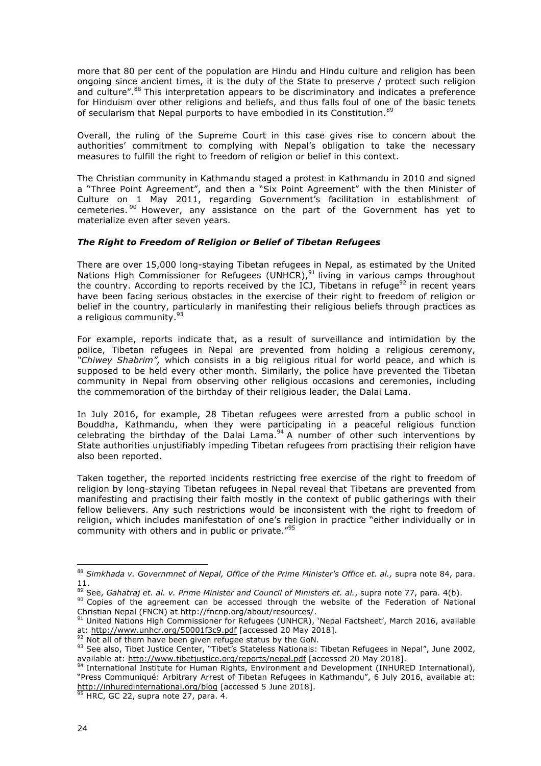more that 80 per cent of the population are Hindu and Hindu culture and religion has been ongoing since ancient times, it is the duty of the State to preserve / protect such religion and culture".[88] This interpretation appears to be discriminatory and indicates a preference for Hinduism over other religions and beliefs, and thus falls foul of one of the basic tenets of secularism that Nepal purports to have embodied in its Constitution.[89]

Overall, the ruling of the Supreme Court in this case gives rise to concern about the authorities' commitment to complying with Nepal's obligation to take the necessary measures to fulfill the right to freedom of religion or belief in this context.

The Christian community in Kathmandu staged a protest in Kathmandu in 2010 and signed a "Three Point Agreement", and then a "Six Point Agreement" with the then Minister of Culture on 1 May 2011, regarding Government's facilitation in establishment of cemeteries.[90] However, any assistance on the part of the Government has yet to materialize even after seven years.

### *The Right to Freedom of Religion or Belief of Tibetan Refugees*

There are over 15,000 long-staying Tibetan refugees in Nepal, as estimated by the United Nations High Commissioner for Refugees (UNHCR),[91] living in various camps throughout the country. According to reports received by the ICJ, Tibetans in refuge[92] in recent years have been facing serious obstacles in the exercise of their right to freedom of religion or belief in the country, particularly in manifesting their religious beliefs through practices as a religious community.[93]

For example, reports indicate that, as a result of surveillance and intimidation by the police, Tibetan refugees in Nepal are prevented from holding a religious ceremony, *"Chiwey Shabrim",* which consists in a big religious ritual for world peace, and which is supposed to be held every other month. Similarly, the police have prevented the Tibetan community in Nepal from observing other religious occasions and ceremonies, including the commemoration of the birthday of their religious leader, the Dalai Lama.

In July 2016, for example, 28 Tibetan refugees were arrested from a public school in Bouddha, Kathmandu, when they were participating in a peaceful religious function celebrating the birthday of the Dalai Lama.[94] A number of other such interventions by State authorities unjustifiably impeding Tibetan refugees from practising their religion have also been reported.

Taken together, the reported incidents restricting free exercise of the right to freedom of religion by long-staying Tibetan refugees in Nepal reveal that Tibetans are prevented from manifesting and practising their faith mostly in the context of public gatherings with their fellow believers. Any such restrictions would be inconsistent with the right to freedom of religion, which includes manifestation of one's religion in practice "either individually or in community with others and in public or private."[95]

---

[88] *Simkhada v. Governmnet of Nepal, Office of the Prime Minister's Office et. al.,* supra note 84, para. 11.

[89] See, *Gahatraj et. al. v. Prime Minister and Council of Ministers et. al.*, supra note 77, para. 4(b).

[90] Copies of the agreement can be accessed through the website of the Federation of National Christian Nepal (FNCN) at http://fncnp.org/about/resources/.

[91] United Nations High Commissioner for Refugees (UNHCR), 'Nepal Factsheet', March 2016, available at: http://www.unhcr.org/50001f3c9.pdf [accessed 20 May 2018].

[92] Not all of them have been given refugee status by the GoN.

[93] See also, Tibet Justice Center, "Tibet's Stateless Nationals: Tibetan Refugees in Nepal", June 2002, available at: http://www.tibetjustice.org/reports/nepal.pdf [accessed 20 May 2018].

[94] International Institute for Human Rights, Environment and Development (INHURED International), "Press Communiqué: Arbitrary Arrest of Tibetan Refugees in Kathmandu", 6 July 2016, available at: http://inhuredinternational.org/blog [accessed 5 June 2018].

[95] HRC, GC 22, supra note 27, para. 4.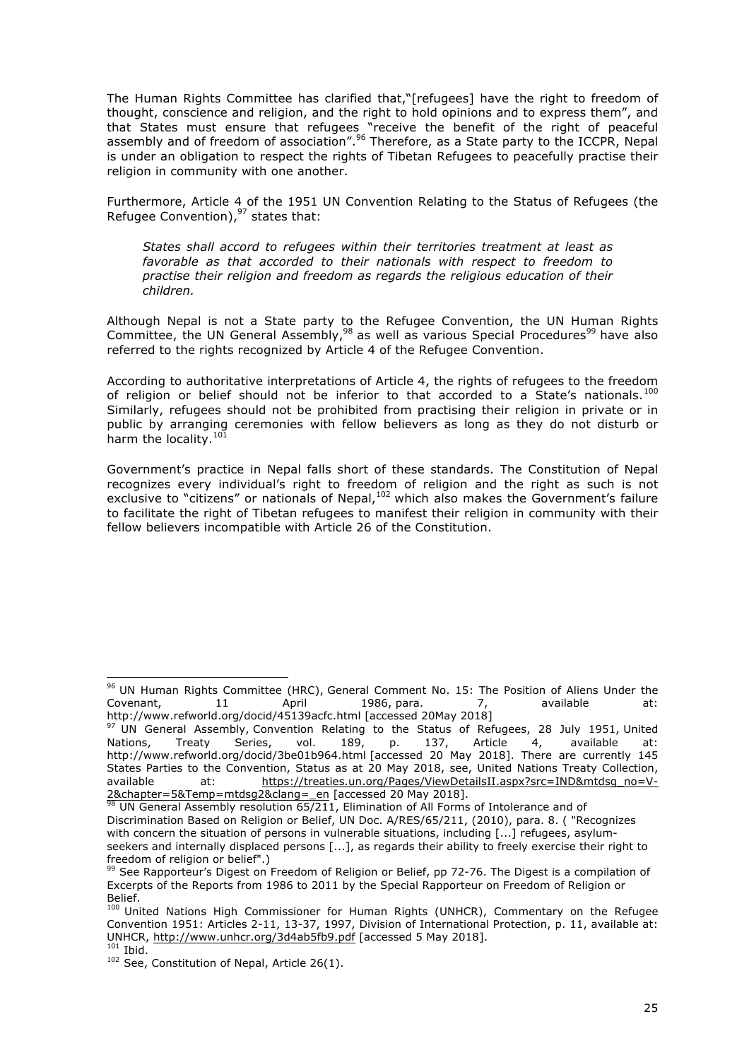The Human Rights Committee has clarified that,"[refugees] have the right to freedom of thought, conscience and religion, and the right to hold opinions and to express them", and that States must ensure that refugees "receive the benefit of the right of peaceful assembly and of freedom of association".[96] Therefore, as a State party to the ICCPR, Nepal is under an obligation to respect the rights of Tibetan Refugees to peacefully practise their religion in community with one another.

Furthermore, Article 4 of the 1951 UN Convention Relating to the Status of Refugees (the Refugee Convention),[97] states that:

> *States shall accord to refugees within their territories treatment at least as favorable as that accorded to their nationals with respect to freedom to practise their religion and freedom as regards the religious education of their children.*

Although Nepal is not a State party to the Refugee Convention, the UN Human Rights Committee, the UN General Assembly,[98] as well as various Special Procedures[99] have also referred to the rights recognized by Article 4 of the Refugee Convention.

According to authoritative interpretations of Article 4, the rights of refugees to the freedom of religion or belief should not be inferior to that accorded to a State's nationals.[100] Similarly, refugees should not be prohibited from practising their religion in private or in public by arranging ceremonies with fellow believers as long as they do not disturb or harm the locality.[101]

Government's practice in Nepal falls short of these standards. The Constitution of Nepal recognizes every individual's right to freedom of religion and the right as such is not exclusive to "citizens" or nationals of Nepal,[102] which also makes the Government's failure to facilitate the right of Tibetan refugees to manifest their religion in community with their fellow believers incompatible with Article 26 of the Constitution.

---

[96] UN Human Rights Committee (HRC), General Comment No. 15: The Position of Aliens Under the Covenant, 11 April 1986, para. 7, available at: http://www.refworld.org/docid/45139acfc.html [accessed 20May 2018]

[97] UN General Assembly, Convention Relating to the Status of Refugees, 28 July 1951, United Nations, Treaty Series, vol. 189, p. 137, Article 4, available at: http://www.refworld.org/docid/3be01b964.html [accessed 20 May 2018]. There are currently 145 States Parties to the Convention, Status as at 20 May 2018, see, United Nations Treaty Collection, available at: https://treaties.un.org/Pages/ViewDetailsII.aspx?src=IND&mtdsg_no=V-2&chapter=5&Temp=mtdsg2&clang=_en [accessed 20 May 2018].

[98] UN General Assembly resolution 65/211, Elimination of All Forms of Intolerance and of Discrimination Based on Religion or Belief, UN Doc. A/RES/65/211, (2010), para. 8. ( "Recognizes with concern the situation of persons in vulnerable situations, including [...] refugees, asylum-seekers and internally displaced persons [...], as regards their ability to freely exercise their right to freedom of religion or belief".)

[99] See Rapporteur's Digest on Freedom of Religion or Belief, pp 72-76. The Digest is a compilation of Excerpts of the Reports from 1986 to 2011 by the Special Rapporteur on Freedom of Religion or Belief.

[100] United Nations High Commissioner for Human Rights (UNHCR), Commentary on the Refugee Convention 1951: Articles 2-11, 13-37, 1997, Division of International Protection, p. 11, available at: UNHCR, http://www.unhcr.org/3d4ab5fb9.pdf [accessed 5 May 2018].

[101] Ibid.

[102] See, Constitution of Nepal, Article 26(1).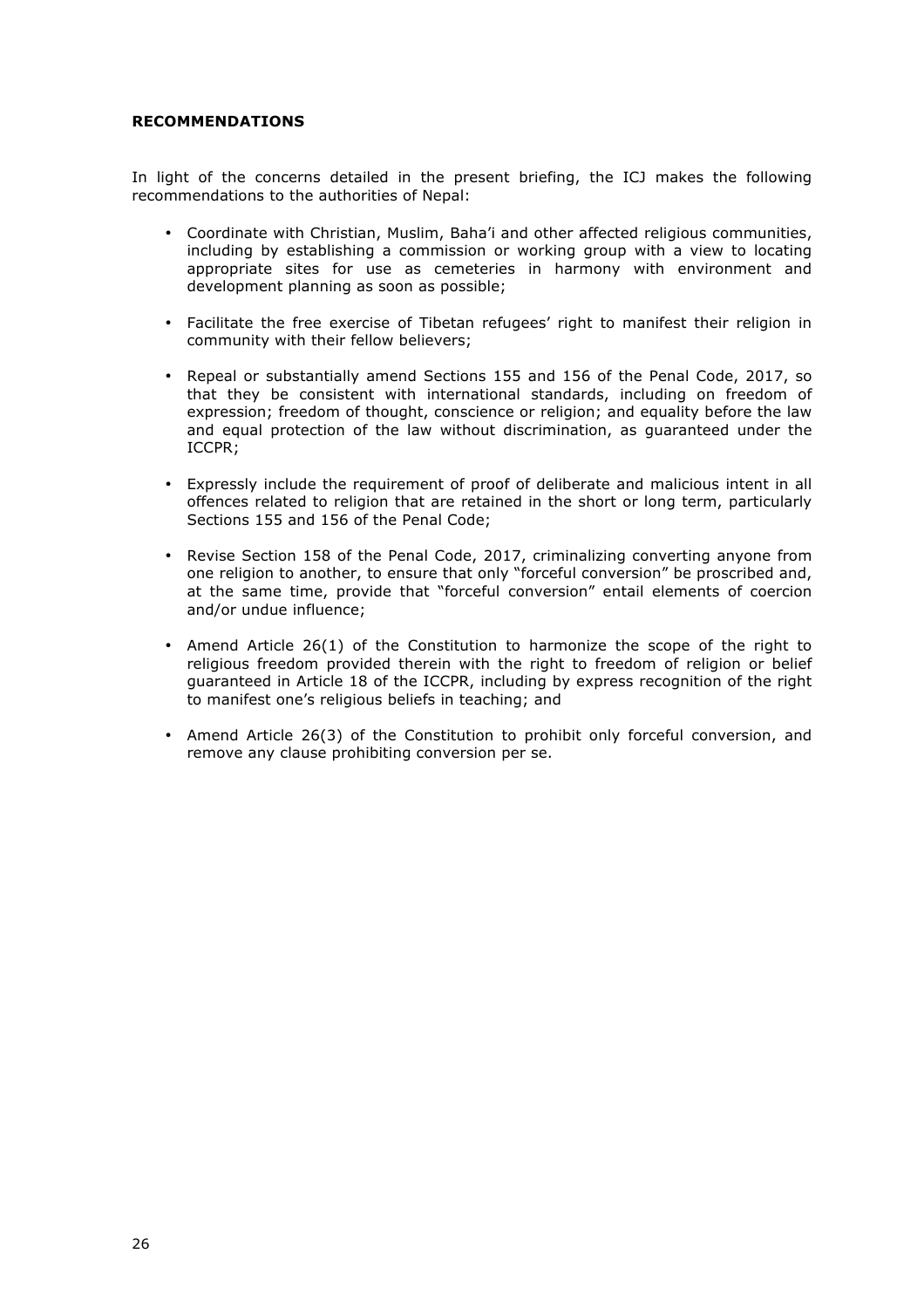**RECOMMENDATIONS**

In light of the concerns detailed in the present briefing, the ICJ makes the following recommendations to the authorities of Nepal:

- Coordinate with Christian, Muslim, Baha'i and other affected religious communities, including by establishing a commission or working group with a view to locating appropriate sites for use as cemeteries in harmony with environment and development planning as soon as possible;

- Facilitate the free exercise of Tibetan refugees' right to manifest their religion in community with their fellow believers;

- Repeal or substantially amend Sections 155 and 156 of the Penal Code, 2017, so that they be consistent with international standards, including on freedom of expression; freedom of thought, conscience or religion; and equality before the law and equal protection of the law without discrimination, as guaranteed under the ICCPR;

- Expressly include the requirement of proof of deliberate and malicious intent in all offences related to religion that are retained in the short or long term, particularly Sections 155 and 156 of the Penal Code;

- Revise Section 158 of the Penal Code, 2017, criminalizing converting anyone from one religion to another, to ensure that only "forceful conversion" be proscribed and, at the same time, provide that "forceful conversion" entail elements of coercion and/or undue influence;

- Amend Article 26(1) of the Constitution to harmonize the scope of the right to religious freedom provided therein with the right to freedom of religion or belief guaranteed in Article 18 of the ICCPR, including by express recognition of the right to manifest one's religious beliefs in teaching; and

- Amend Article 26(3) of the Constitution to prohibit only forceful conversion, and remove any clause prohibiting conversion per se.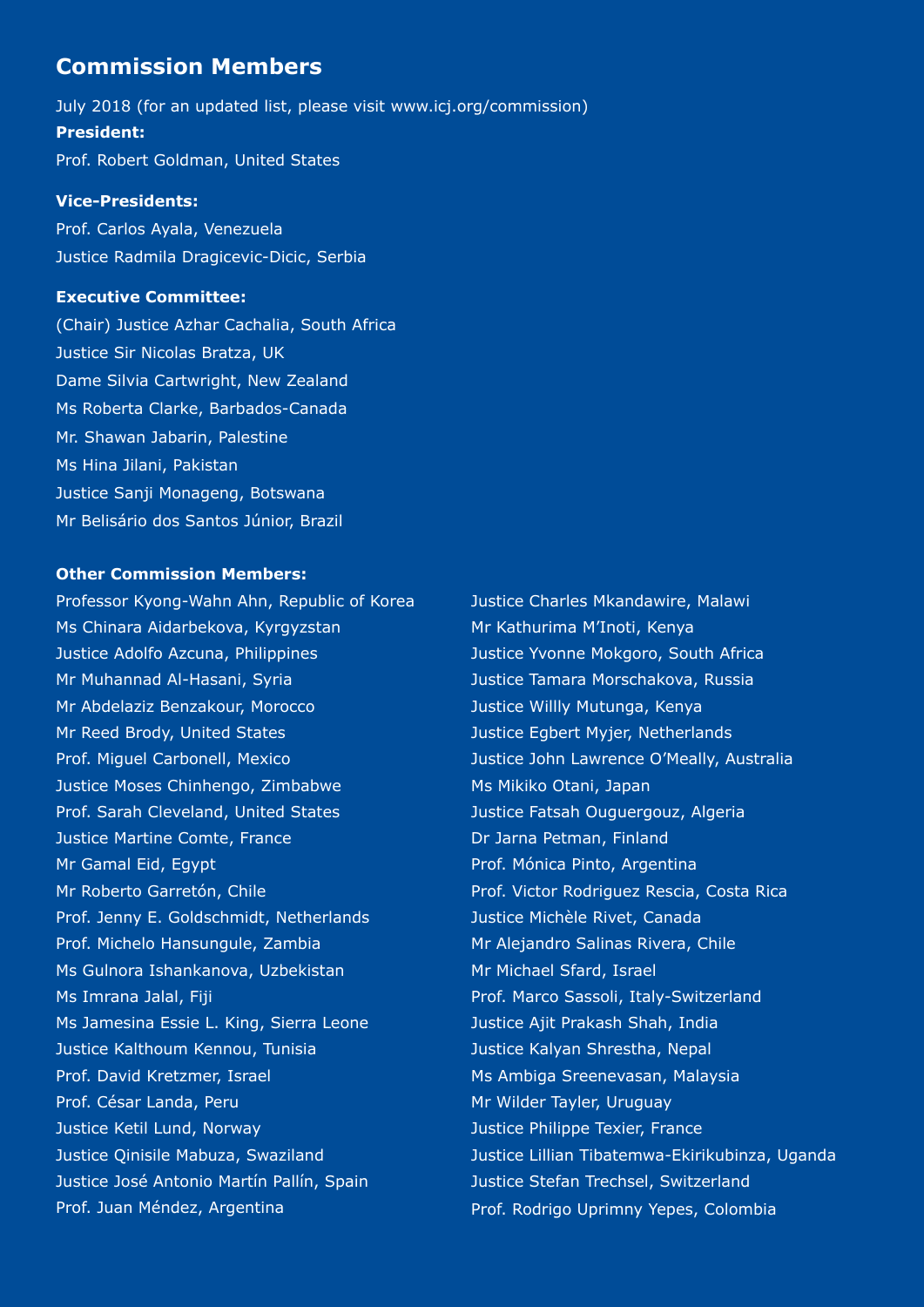## Commission Members

July 2018 (for an updated list, please visit www.icj.org/commission)

**President:**

Prof. Robert Goldman, United States

**Vice-Presidents:**

Prof. Carlos Ayala, Venezuela

Justice Radmila Dragicevic-Dicic, Serbia

**Executive Committee:**

(Chair) Justice Azhar Cachalia, South Africa

Justice Sir Nicolas Bratza, UK

Dame Silvia Cartwright, New Zealand

Ms Roberta Clarke, Barbados-Canada

Mr. Shawan Jabarin, Palestine

Ms Hina Jilani, Pakistan

Justice Sanji Monageng, Botswana

Mr Belisário dos Santos Júnior, Brazil

**Other Commission Members:**

Professor Kyong-Wahn Ahn, Republic of Korea

Ms Chinara Aidarbekova, Kyrgyzstan

Justice Adolfo Azcuna, Philippines

Mr Muhannad Al-Hasani, Syria

Mr Abdelaziz Benzakour, Morocco

Mr Reed Brody, United States

Prof. Miguel Carbonell, Mexico

Justice Moses Chinhengo, Zimbabwe

Prof. Sarah Cleveland, United States

Justice Martine Comte, France

Mr Gamal Eid, Egypt

Mr Roberto Garretón, Chile

Prof. Jenny E. Goldschmidt, Netherlands

Prof. Michelo Hansungule, Zambia

Ms Gulnora Ishankanova, Uzbekistan

Ms Imrana Jalal, Fiji

Ms Jamesina Essie L. King, Sierra Leone

Justice Kalthoum Kennou, Tunisia

Prof. David Kretzmer, Israel

Prof. César Landa, Peru

Justice Ketil Lund, Norway

Justice Qinisile Mabuza, Swaziland

Justice José Antonio Martín Pallín, Spain

Prof. Juan Méndez, Argentina

Justice Charles Mkandawire, Malawi

Mr Kathurima M'Inoti, Kenya

Justice Yvonne Mokgoro, South Africa

Justice Tamara Morschakova, Russia

Justice Willly Mutunga, Kenya

Justice Egbert Myjer, Netherlands

Justice John Lawrence O'Meally, Australia

Ms Mikiko Otani, Japan

Justice Fatsah Ouguergouz, Algeria

Dr Jarna Petman, Finland

Prof. Mónica Pinto, Argentina

Prof. Victor Rodriguez Rescia, Costa Rica

Justice Michèle Rivet, Canada

Mr Alejandro Salinas Rivera, Chile

Mr Michael Sfard, Israel

Prof. Marco Sassoli, Italy-Switzerland

Justice Ajit Prakash Shah, India

Justice Kalyan Shrestha, Nepal

Ms Ambiga Sreenevasan, Malaysia

Mr Wilder Tayler, Uruguay

Justice Philippe Texier, France

Justice Lillian Tibatemwa-Ekirikubinza, Uganda

Justice Stefan Trechsel, Switzerland

Prof. Rodrigo Uprimny Yepes, Colombia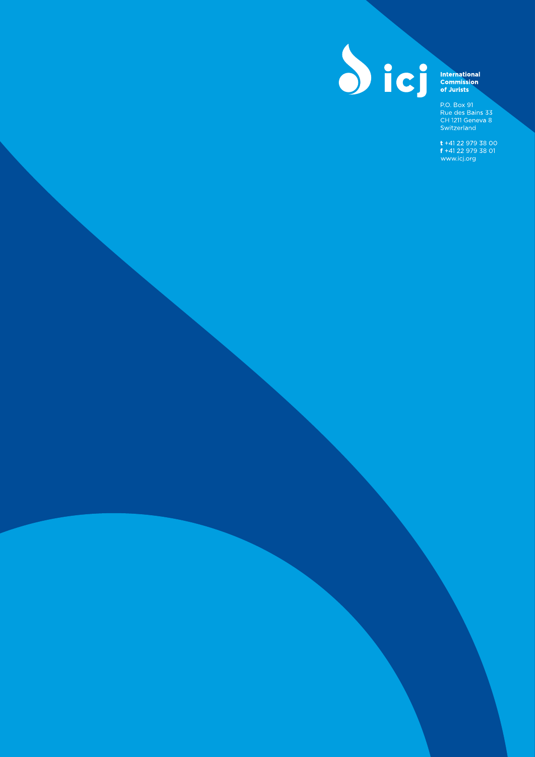icj

**International Commission of Jurists**

P.O. Box 91
Rue des Bains 33
CH 1211 Geneva 8
Switzerland

**t** +41 22 979 38 00
**f** +41 22 979 38 01
www.icj.org